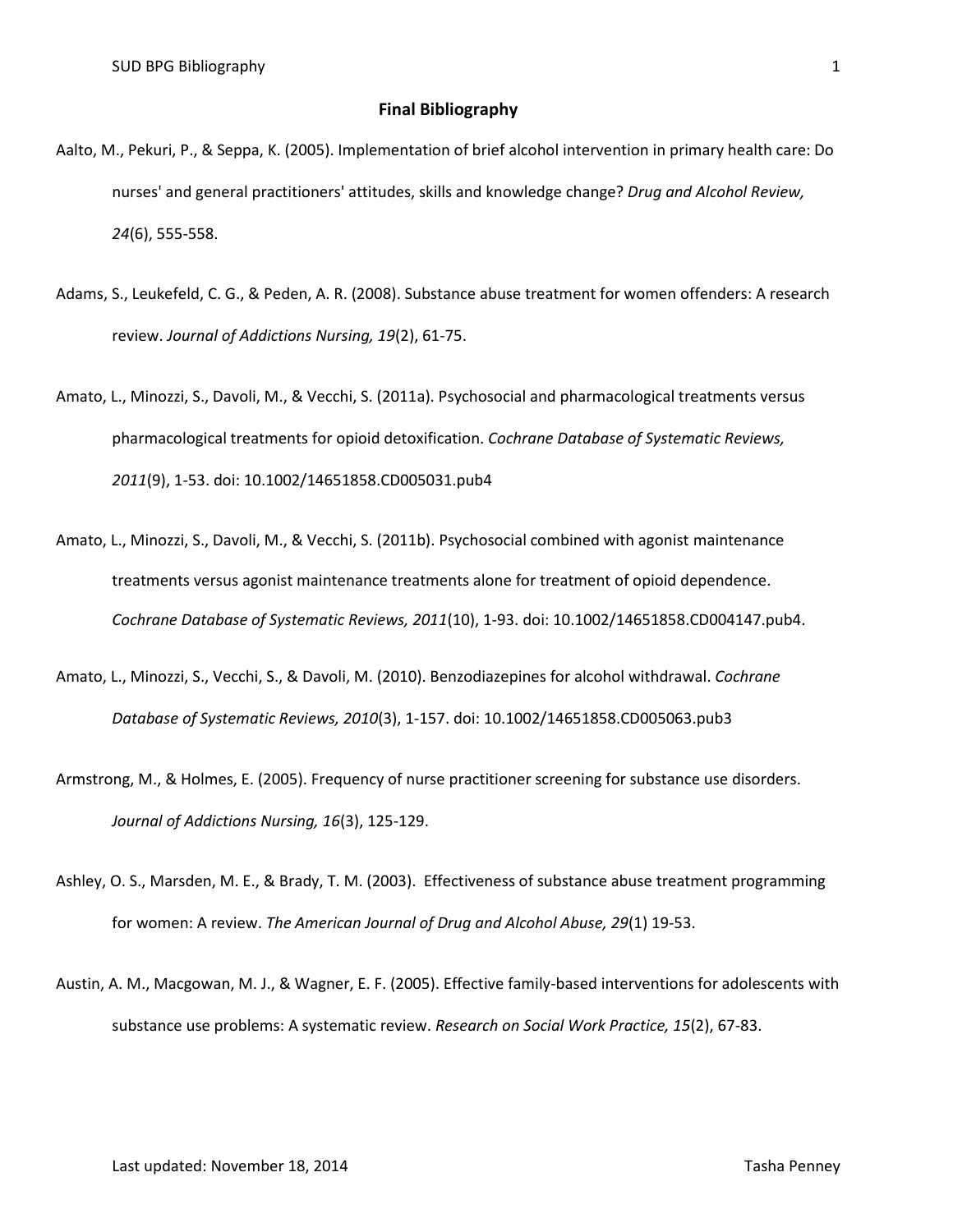# Final Bibliography

Aalto, M., Pekuri, P., & Seppa, K. (2005). Implementation of brief alcohol intervention in primary health care: Do nurses' and general practitioners' attitudes, skills and knowledge change? *Drug and Alcohol Review, 24*(6), 555-558.

Adams, S., Leukefeld, C. G., & Peden, A. R. (2008). Substance abuse treatment for women offenders: A research review. *Journal of Addictions Nursing, 19*(2), 61-75.

Amato, L., Minozzi, S., Davoli, M., & Vecchi, S. (2011a). Psychosocial and pharmacological treatments versus pharmacological treatments for opioid detoxification. *Cochrane Database of Systematic Reviews, 2011*(9), 1-53. doi: 10.1002/14651858.CD005031.pub4

Amato, L., Minozzi, S., Davoli, M., & Vecchi, S. (2011b). Psychosocial combined with agonist maintenance treatments versus agonist maintenance treatments alone for treatment of opioid dependence. *Cochrane Database of Systematic Reviews, 2011*(10), 1-93. doi: 10.1002/14651858.CD004147.pub4.

Amato, L., Minozzi, S., Vecchi, S., & Davoli, M. (2010). Benzodiazepines for alcohol withdrawal. *Cochrane Database of Systematic Reviews, 2010*(3), 1-157. doi: 10.1002/14651858.CD005063.pub3

Armstrong, M., & Holmes, E. (2005). Frequency of nurse practitioner screening for substance use disorders. *Journal of Addictions Nursing, 16*(3), 125-129.

Ashley, O. S., Marsden, M. E., & Brady, T. M. (2003). Effectiveness of substance abuse treatment programming for women: A review. *The American Journal of Drug and Alcohol Abuse, 29*(1) 19-53.

Austin, A. M., Macgowan, M. J., & Wagner, E. F. (2005). Effective family-based interventions for adolescents with substance use problems: A systematic review. *Research on Social Work Practice, 15*(2), 67-83.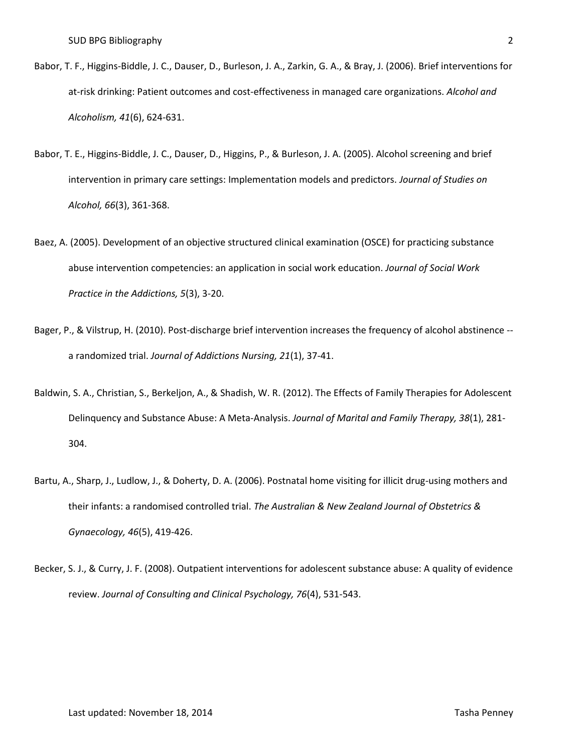Babor, T. F., Higgins-Biddle, J. C., Dauser, D., Burleson, J. A., Zarkin, G. A., & Bray, J. (2006). Brief interventions for at-risk drinking: Patient outcomes and cost-effectiveness in managed care organizations. *Alcohol and Alcoholism, 41*(6), 624-631.

Babor, T. E., Higgins-Biddle, J. C., Dauser, D., Higgins, P., & Burleson, J. A. (2005). Alcohol screening and brief intervention in primary care settings: Implementation models and predictors. *Journal of Studies on Alcohol, 66*(3), 361-368.

Baez, A. (2005). Development of an objective structured clinical examination (OSCE) for practicing substance abuse intervention competencies: an application in social work education. *Journal of Social Work Practice in the Addictions, 5*(3), 3-20.

Bager, P., & Vilstrup, H. (2010). Post-discharge brief intervention increases the frequency of alcohol abstinence -- a randomized trial. *Journal of Addictions Nursing, 21*(1), 37-41.

Baldwin, S. A., Christian, S., Berkeljon, A., & Shadish, W. R. (2012). The Effects of Family Therapies for Adolescent Delinquency and Substance Abuse: A Meta-Analysis. *Journal of Marital and Family Therapy, 38*(1), 281-304.

Bartu, A., Sharp, J., Ludlow, J., & Doherty, D. A. (2006). Postnatal home visiting for illicit drug-using mothers and their infants: a randomised controlled trial. *The Australian & New Zealand Journal of Obstetrics & Gynaecology, 46*(5), 419-426.

Becker, S. J., & Curry, J. F. (2008). Outpatient interventions for adolescent substance abuse: A quality of evidence review. *Journal of Consulting and Clinical Psychology, 76*(4), 531-543.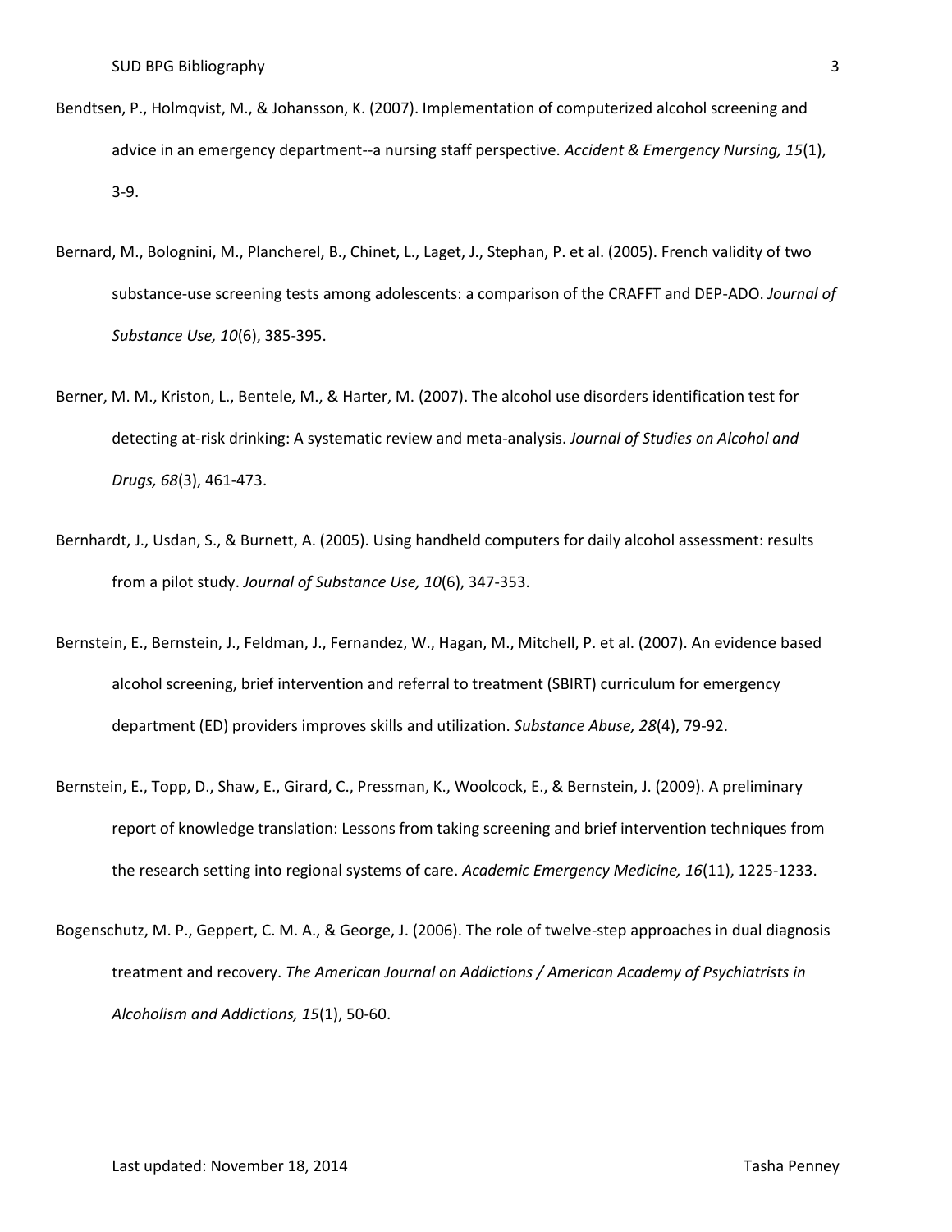Bendtsen, P., Holmqvist, M., & Johansson, K. (2007). Implementation of computerized alcohol screening and advice in an emergency department--a nursing staff perspective. *Accident & Emergency Nursing, 15*(1), 3-9.

Bernard, M., Bolognini, M., Plancherel, B., Chinet, L., Laget, J., Stephan, P. et al. (2005). French validity of two substance-use screening tests among adolescents: a comparison of the CRAFFT and DEP-ADO. *Journal of Substance Use, 10*(6), 385-395.

Berner, M. M., Kriston, L., Bentele, M., & Harter, M. (2007). The alcohol use disorders identification test for detecting at-risk drinking: A systematic review and meta-analysis. *Journal of Studies on Alcohol and Drugs, 68*(3), 461-473.

Bernhardt, J., Usdan, S., & Burnett, A. (2005). Using handheld computers for daily alcohol assessment: results from a pilot study. *Journal of Substance Use, 10*(6), 347-353.

Bernstein, E., Bernstein, J., Feldman, J., Fernandez, W., Hagan, M., Mitchell, P. et al. (2007). An evidence based alcohol screening, brief intervention and referral to treatment (SBIRT) curriculum for emergency department (ED) providers improves skills and utilization. *Substance Abuse, 28*(4), 79-92.

Bernstein, E., Topp, D., Shaw, E., Girard, C., Pressman, K., Woolcock, E., & Bernstein, J. (2009). A preliminary report of knowledge translation: Lessons from taking screening and brief intervention techniques from the research setting into regional systems of care. *Academic Emergency Medicine, 16*(11), 1225-1233.

Bogenschutz, M. P., Geppert, C. M. A., & George, J. (2006). The role of twelve-step approaches in dual diagnosis treatment and recovery. *The American Journal on Addictions / American Academy of Psychiatrists in Alcoholism and Addictions, 15*(1), 50-60.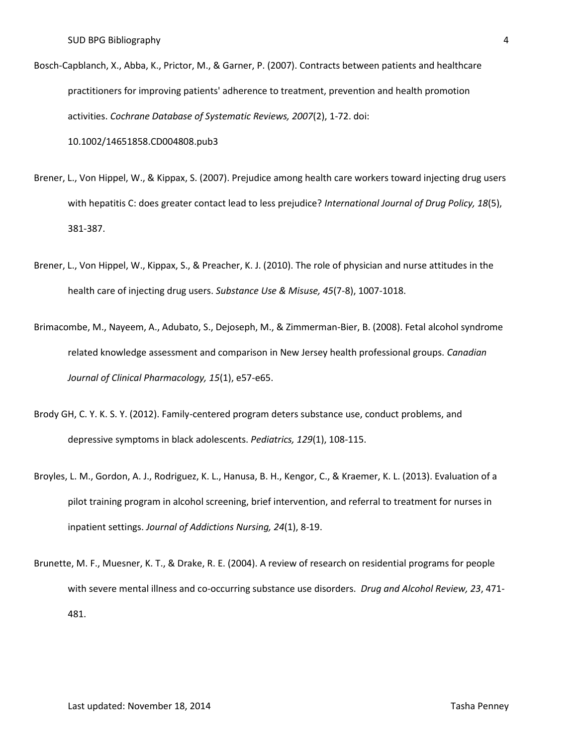Bosch-Capblanch, X., Abba, K., Prictor, M., & Garner, P. (2007). Contracts between patients and healthcare practitioners for improving patients' adherence to treatment, prevention and health promotion activities. *Cochrane Database of Systematic Reviews, 2007*(2), 1-72. doi: 10.1002/14651858.CD004808.pub3

Brener, L., Von Hippel, W., & Kippax, S. (2007). Prejudice among health care workers toward injecting drug users with hepatitis C: does greater contact lead to less prejudice? *International Journal of Drug Policy, 18*(5), 381-387.

Brener, L., Von Hippel, W., Kippax, S., & Preacher, K. J. (2010). The role of physician and nurse attitudes in the health care of injecting drug users. *Substance Use & Misuse, 45*(7-8), 1007-1018.

Brimacombe, M., Nayeem, A., Adubato, S., Dejoseph, M., & Zimmerman-Bier, B. (2008). Fetal alcohol syndrome related knowledge assessment and comparison in New Jersey health professional groups. *Canadian Journal of Clinical Pharmacology, 15*(1), e57-e65.

Brody GH, C. Y. K. S. Y. (2012). Family-centered program deters substance use, conduct problems, and depressive symptoms in black adolescents. *Pediatrics, 129*(1), 108-115.

Broyles, L. M., Gordon, A. J., Rodriguez, K. L., Hanusa, B. H., Kengor, C., & Kraemer, K. L. (2013). Evaluation of a pilot training program in alcohol screening, brief intervention, and referral to treatment for nurses in inpatient settings. *Journal of Addictions Nursing, 24*(1), 8-19.

Brunette, M. F., Muesner, K. T., & Drake, R. E. (2004). A review of research on residential programs for people with severe mental illness and co-occurring substance use disorders. *Drug and Alcohol Review, 23*, 471-481.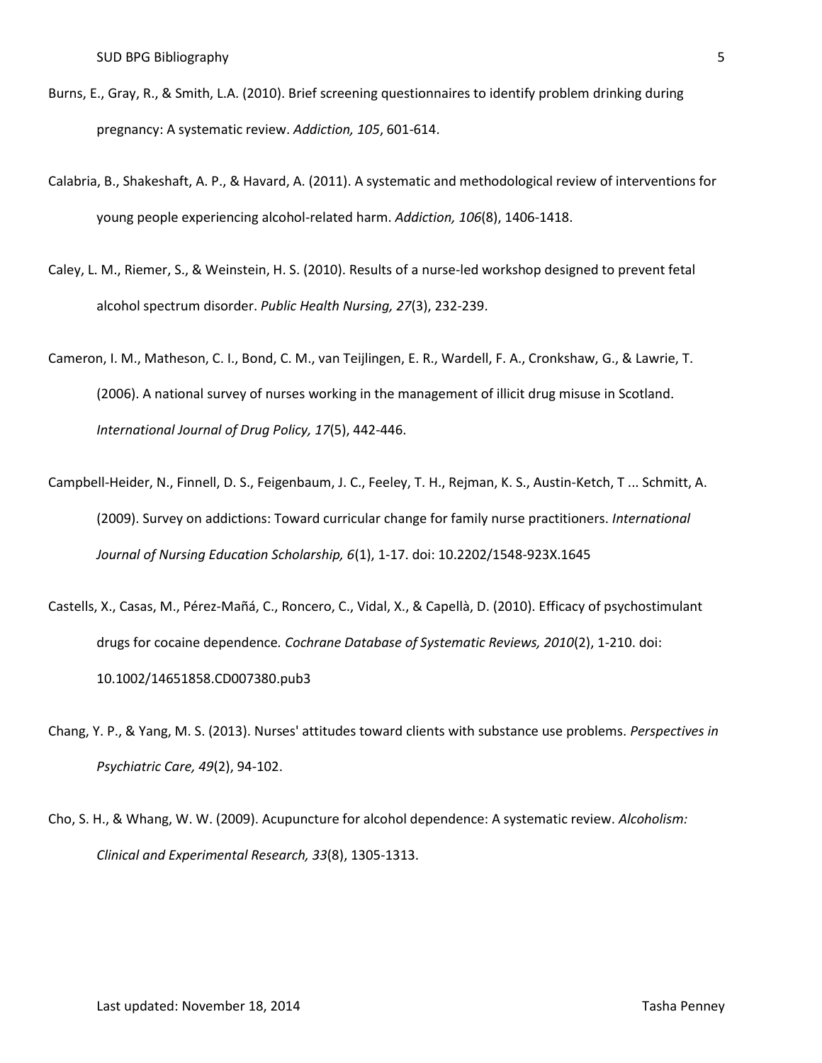Burns, E., Gray, R., & Smith, L.A. (2010). Brief screening questionnaires to identify problem drinking during pregnancy: A systematic review. *Addiction, 105*, 601-614.

Calabria, B., Shakeshaft, A. P., & Havard, A. (2011). A systematic and methodological review of interventions for young people experiencing alcohol-related harm. *Addiction, 106*(8), 1406-1418.

Caley, L. M., Riemer, S., & Weinstein, H. S. (2010). Results of a nurse-led workshop designed to prevent fetal alcohol spectrum disorder. *Public Health Nursing, 27*(3), 232-239.

Cameron, I. M., Matheson, C. I., Bond, C. M., van Teijlingen, E. R., Wardell, F. A., Cronkshaw, G., & Lawrie, T. (2006). A national survey of nurses working in the management of illicit drug misuse in Scotland. *International Journal of Drug Policy, 17*(5), 442-446.

Campbell-Heider, N., Finnell, D. S., Feigenbaum, J. C., Feeley, T. H., Rejman, K. S., Austin-Ketch, T ... Schmitt, A. (2009). Survey on addictions: Toward curricular change for family nurse practitioners. *International Journal of Nursing Education Scholarship, 6*(1), 1-17. doi: 10.2202/1548-923X.1645

Castells, X., Casas, M., Pérez-Mañá, C., Roncero, C., Vidal, X., & Capellà, D. (2010). Efficacy of psychostimulant drugs for cocaine dependence. *Cochrane Database of Systematic Reviews, 2010*(2), 1-210. doi: 10.1002/14651858.CD007380.pub3

Chang, Y. P., & Yang, M. S. (2013). Nurses' attitudes toward clients with substance use problems. *Perspectives in Psychiatric Care, 49*(2), 94-102.

Cho, S. H., & Whang, W. W. (2009). Acupuncture for alcohol dependence: A systematic review. *Alcoholism: Clinical and Experimental Research, 33*(8), 1305-1313.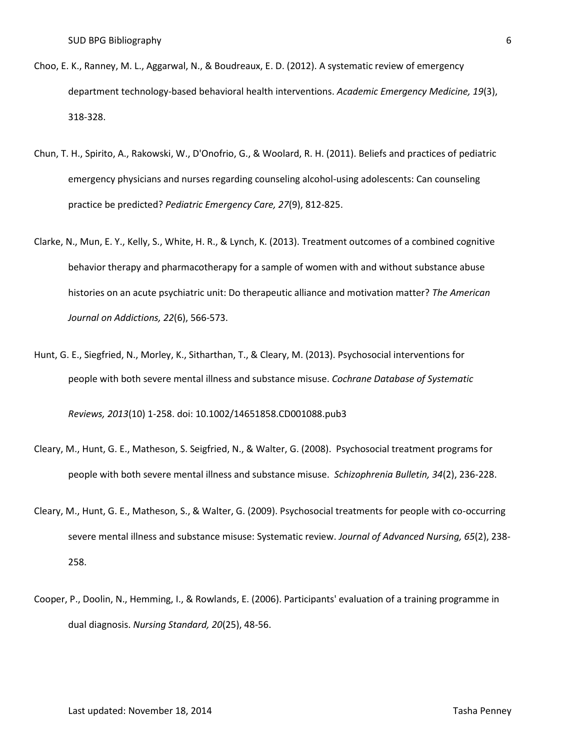Choo, E. K., Ranney, M. L., Aggarwal, N., & Boudreaux, E. D. (2012). A systematic review of emergency department technology-based behavioral health interventions. *Academic Emergency Medicine, 19*(3), 318-328.

Chun, T. H., Spirito, A., Rakowski, W., D'Onofrio, G., & Woolard, R. H. (2011). Beliefs and practices of pediatric emergency physicians and nurses regarding counseling alcohol-using adolescents: Can counseling practice be predicted? *Pediatric Emergency Care, 27*(9), 812-825.

Clarke, N., Mun, E. Y., Kelly, S., White, H. R., & Lynch, K. (2013). Treatment outcomes of a combined cognitive behavior therapy and pharmacotherapy for a sample of women with and without substance abuse histories on an acute psychiatric unit: Do therapeutic alliance and motivation matter? *The American Journal on Addictions, 22*(6), 566-573.

Hunt, G. E., Siegfried, N., Morley, K., Sitharthan, T., & Cleary, M. (2013). Psychosocial interventions for people with both severe mental illness and substance misuse. *Cochrane Database of Systematic Reviews, 2013*(10) 1-258. doi: 10.1002/14651858.CD001088.pub3

Cleary, M., Hunt, G. E., Matheson, S. Seigfried, N., & Walter, G. (2008). Psychosocial treatment programs for people with both severe mental illness and substance misuse. *Schizophrenia Bulletin, 34*(2), 236-228.

Cleary, M., Hunt, G. E., Matheson, S., & Walter, G. (2009). Psychosocial treatments for people with co-occurring severe mental illness and substance misuse: Systematic review. *Journal of Advanced Nursing, 65*(2), 238-258.

Cooper, P., Doolin, N., Hemming, I., & Rowlands, E. (2006). Participants' evaluation of a training programme in dual diagnosis. *Nursing Standard, 20*(25), 48-56.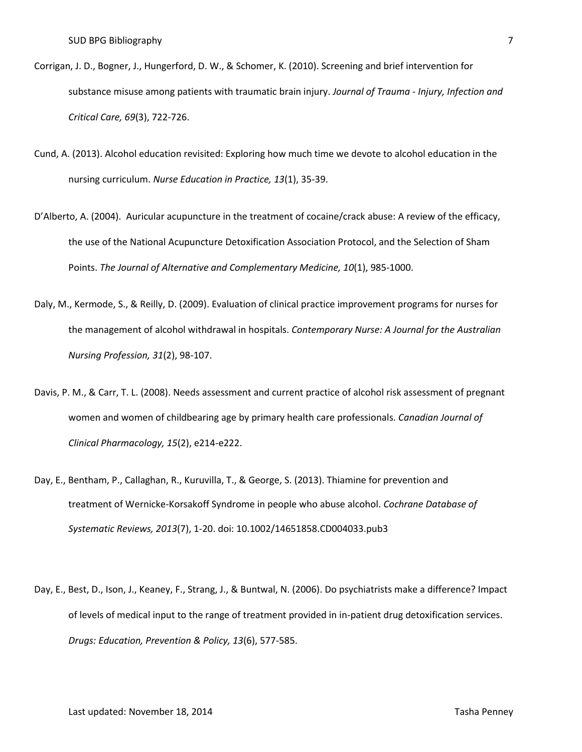Corrigan, J. D., Bogner, J., Hungerford, D. W., & Schomer, K. (2010). Screening and brief intervention for substance misuse among patients with traumatic brain injury. *Journal of Trauma - Injury, Infection and Critical Care, 69*(3), 722-726.

Cund, A. (2013). Alcohol education revisited: Exploring how much time we devote to alcohol education in the nursing curriculum. *Nurse Education in Practice, 13*(1), 35-39.

D'Alberto, A. (2004). Auricular acupuncture in the treatment of cocaine/crack abuse: A review of the efficacy, the use of the National Acupuncture Detoxification Association Protocol, and the Selection of Sham Points. *The Journal of Alternative and Complementary Medicine, 10*(1), 985-1000.

Daly, M., Kermode, S., & Reilly, D. (2009). Evaluation of clinical practice improvement programs for nurses for the management of alcohol withdrawal in hospitals. *Contemporary Nurse: A Journal for the Australian Nursing Profession, 31*(2), 98-107.

Davis, P. M., & Carr, T. L. (2008). Needs assessment and current practice of alcohol risk assessment of pregnant women and women of childbearing age by primary health care professionals. *Canadian Journal of Clinical Pharmacology, 15*(2), e214-e222.

Day, E., Bentham, P., Callaghan, R., Kuruvilla, T., & George, S. (2013). Thiamine for prevention and treatment of Wernicke-Korsakoff Syndrome in people who abuse alcohol. *Cochrane Database of Systematic Reviews, 2013*(7), 1-20. doi: 10.1002/14651858.CD004033.pub3

Day, E., Best, D., Ison, J., Keaney, F., Strang, J., & Buntwal, N. (2006). Do psychiatrists make a difference? Impact of levels of medical input to the range of treatment provided in in-patient drug detoxification services. *Drugs: Education, Prevention & Policy, 13*(6), 577-585.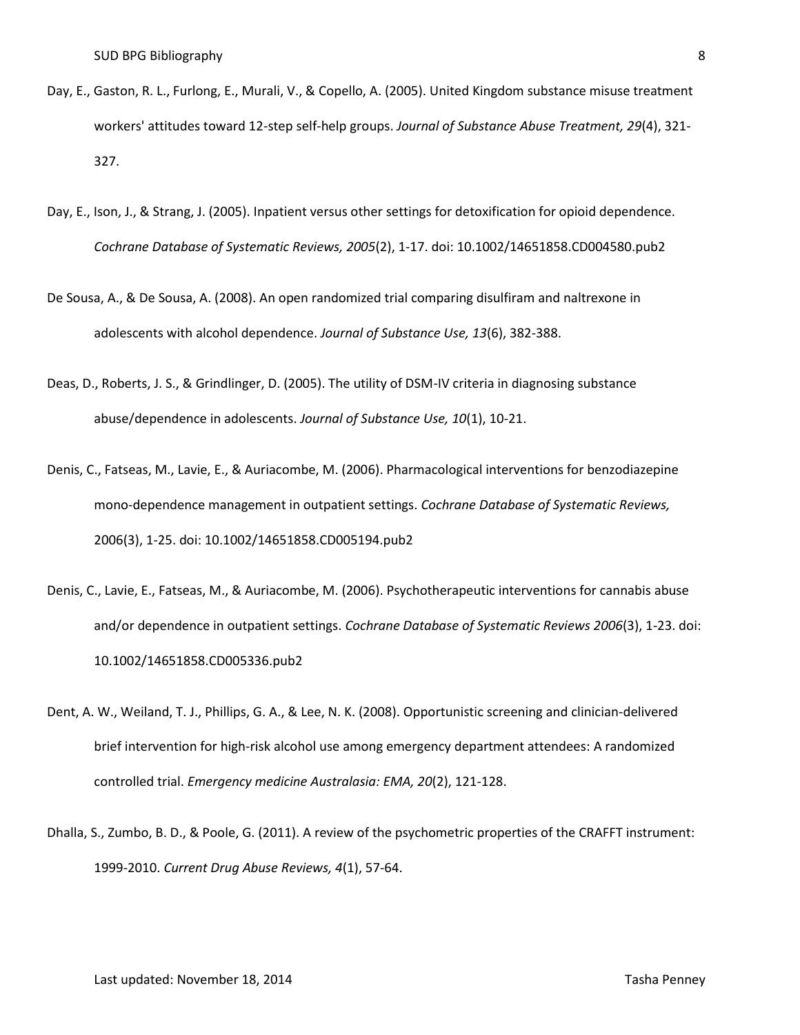Day, E., Gaston, R. L., Furlong, E., Murali, V., & Copello, A. (2005). United Kingdom substance misuse treatment workers' attitudes toward 12-step self-help groups. *Journal of Substance Abuse Treatment, 29*(4), 321-327.

Day, E., Ison, J., & Strang, J. (2005). Inpatient versus other settings for detoxification for opioid dependence. *Cochrane Database of Systematic Reviews, 2005*(2), 1-17. doi: 10.1002/14651858.CD004580.pub2

De Sousa, A., & De Sousa, A. (2008). An open randomized trial comparing disulfiram and naltrexone in adolescents with alcohol dependence. *Journal of Substance Use, 13*(6), 382-388.

Deas, D., Roberts, J. S., & Grindlinger, D. (2005). The utility of DSM-IV criteria in diagnosing substance abuse/dependence in adolescents. *Journal of Substance Use, 10*(1), 10-21.

Denis, C., Fatseas, M., Lavie, E., & Auriacombe, M. (2006). Pharmacological interventions for benzodiazepine mono-dependence management in outpatient settings. *Cochrane Database of Systematic Reviews,* 2006(3), 1-25. doi: 10.1002/14651858.CD005194.pub2

Denis, C., Lavie, E., Fatseas, M., & Auriacombe, M. (2006). Psychotherapeutic interventions for cannabis abuse and/or dependence in outpatient settings. *Cochrane Database of Systematic Reviews 2006*(3), 1-23. doi: 10.1002/14651858.CD005336.pub2

Dent, A. W., Weiland, T. J., Phillips, G. A., & Lee, N. K. (2008). Opportunistic screening and clinician-delivered brief intervention for high-risk alcohol use among emergency department attendees: A randomized controlled trial. *Emergency medicine Australasia: EMA, 20*(2), 121-128.

Dhalla, S., Zumbo, B. D., & Poole, G. (2011). A review of the psychometric properties of the CRAFFT instrument: 1999-2010. *Current Drug Abuse Reviews, 4*(1), 57-64.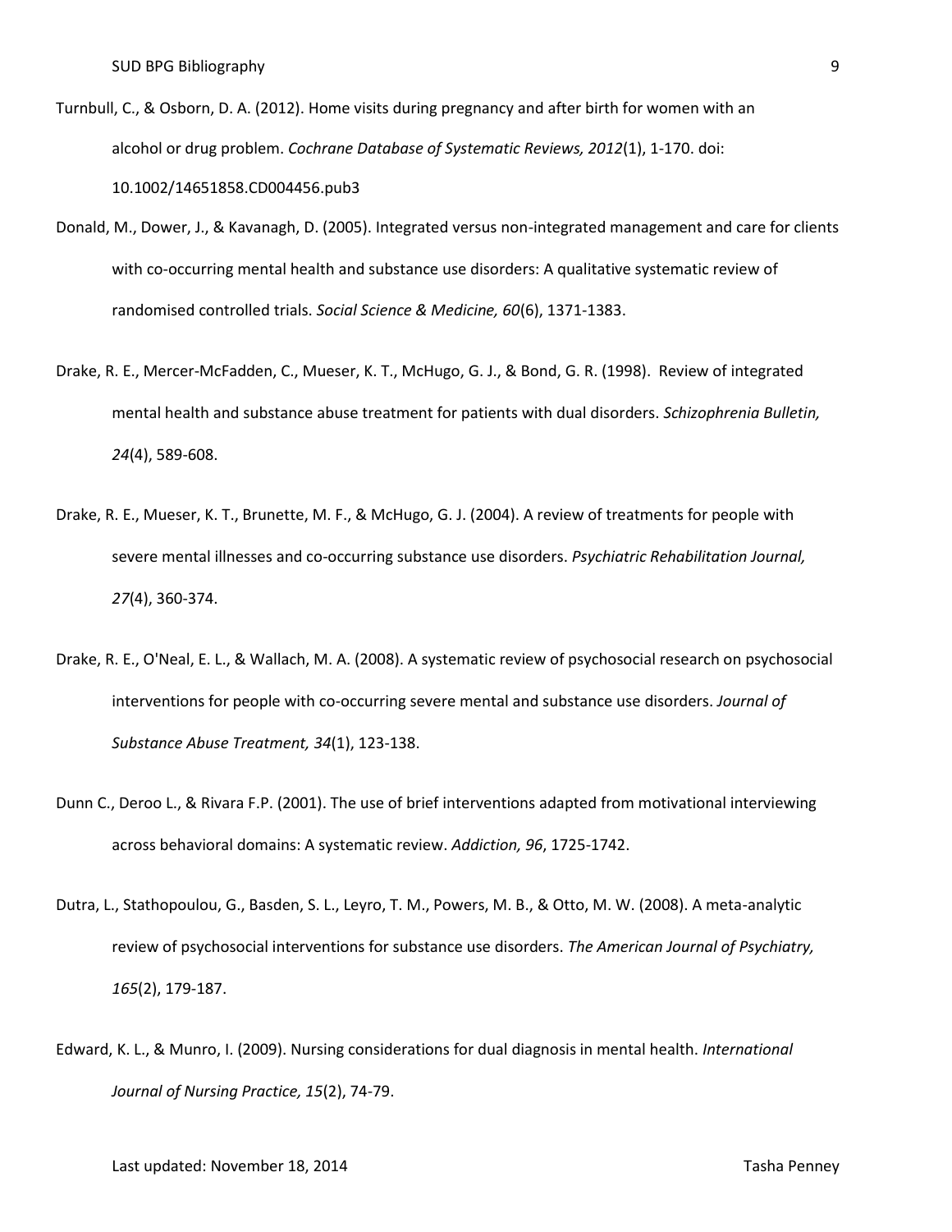Turnbull, C., & Osborn, D. A. (2012). Home visits during pregnancy and after birth for women with an alcohol or drug problem. *Cochrane Database of Systematic Reviews, 2012*(1), 1-170. doi: 10.1002/14651858.CD004456.pub3

Donald, M., Dower, J., & Kavanagh, D. (2005). Integrated versus non-integrated management and care for clients with co-occurring mental health and substance use disorders: A qualitative systematic review of randomised controlled trials. *Social Science & Medicine, 60*(6), 1371-1383.

Drake, R. E., Mercer-McFadden, C., Mueser, K. T., McHugo, G. J., & Bond, G. R. (1998). Review of integrated mental health and substance abuse treatment for patients with dual disorders. *Schizophrenia Bulletin, 24*(4), 589-608.

Drake, R. E., Mueser, K. T., Brunette, M. F., & McHugo, G. J. (2004). A review of treatments for people with severe mental illnesses and co-occurring substance use disorders. *Psychiatric Rehabilitation Journal, 27*(4), 360-374.

Drake, R. E., O'Neal, E. L., & Wallach, M. A. (2008). A systematic review of psychosocial research on psychosocial interventions for people with co-occurring severe mental and substance use disorders. *Journal of Substance Abuse Treatment, 34*(1), 123-138.

Dunn C., Deroo L., & Rivara F.P. (2001). The use of brief interventions adapted from motivational interviewing across behavioral domains: A systematic review. *Addiction, 96*, 1725-1742.

Dutra, L., Stathopoulou, G., Basden, S. L., Leyro, T. M., Powers, M. B., & Otto, M. W. (2008). A meta-analytic review of psychosocial interventions for substance use disorders. *The American Journal of Psychiatry, 165*(2), 179-187.

Edward, K. L., & Munro, I. (2009). Nursing considerations for dual diagnosis in mental health. *International Journal of Nursing Practice, 15*(2), 74-79.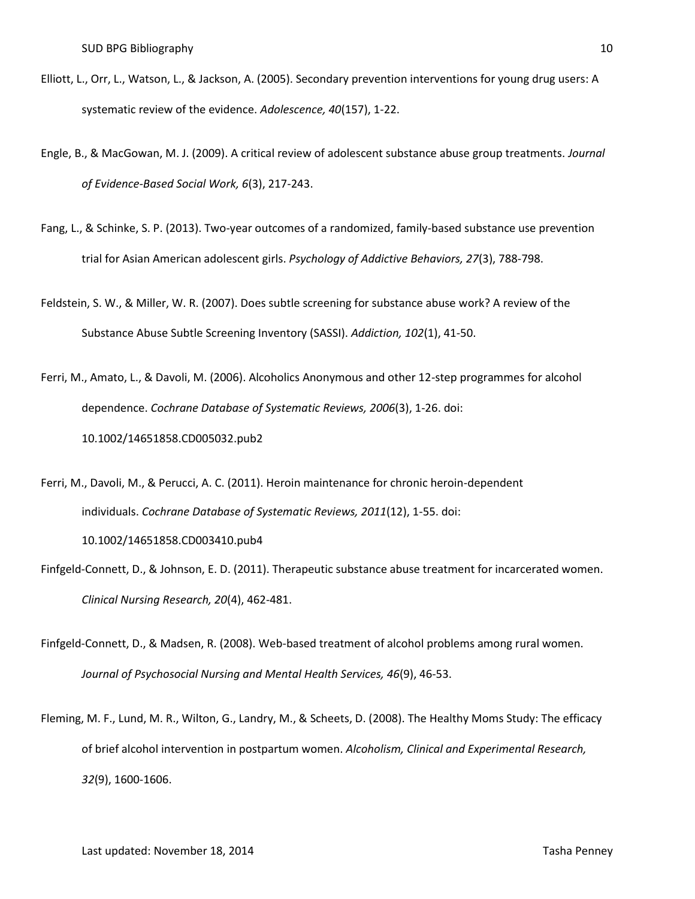Elliott, L., Orr, L., Watson, L., & Jackson, A. (2005). Secondary prevention interventions for young drug users: A systematic review of the evidence. *Adolescence, 40*(157), 1-22.

Engle, B., & MacGowan, M. J. (2009). A critical review of adolescent substance abuse group treatments. *Journal of Evidence-Based Social Work, 6*(3), 217-243.

Fang, L., & Schinke, S. P. (2013). Two-year outcomes of a randomized, family-based substance use prevention trial for Asian American adolescent girls. *Psychology of Addictive Behaviors, 27*(3), 788-798.

Feldstein, S. W., & Miller, W. R. (2007). Does subtle screening for substance abuse work? A review of the Substance Abuse Subtle Screening Inventory (SASSI). *Addiction, 102*(1), 41-50.

Ferri, M., Amato, L., & Davoli, M. (2006). Alcoholics Anonymous and other 12-step programmes for alcohol dependence. *Cochrane Database of Systematic Reviews, 2006*(3), 1-26. doi: 10.1002/14651858.CD005032.pub2

Ferri, M., Davoli, M., & Perucci, A. C. (2011). Heroin maintenance for chronic heroin-dependent individuals. *Cochrane Database of Systematic Reviews, 2011*(12), 1-55. doi: 10.1002/14651858.CD003410.pub4

Finfgeld-Connett, D., & Johnson, E. D. (2011). Therapeutic substance abuse treatment for incarcerated women. *Clinical Nursing Research, 20*(4), 462-481.

Finfgeld-Connett, D., & Madsen, R. (2008). Web-based treatment of alcohol problems among rural women. *Journal of Psychosocial Nursing and Mental Health Services, 46*(9), 46-53.

Fleming, M. F., Lund, M. R., Wilton, G., Landry, M., & Scheets, D. (2008). The Healthy Moms Study: The efficacy of brief alcohol intervention in postpartum women. *Alcoholism, Clinical and Experimental Research, 32*(9), 1600-1606.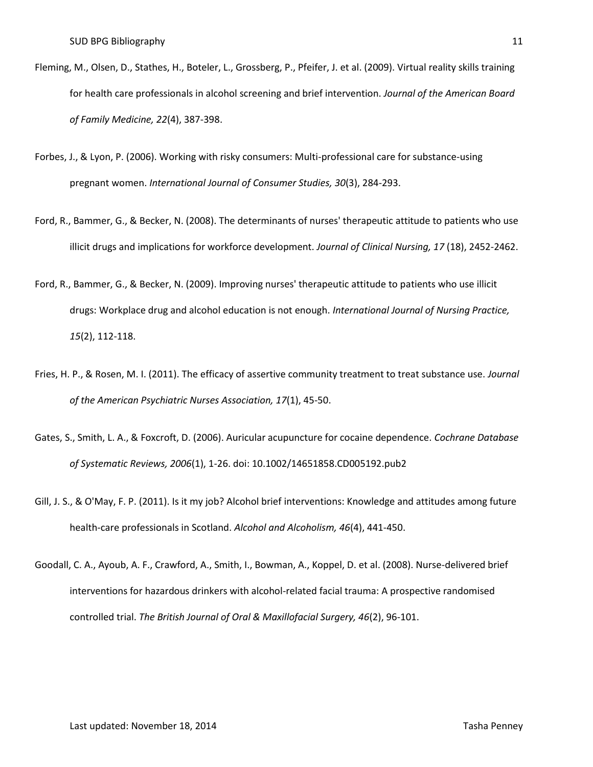Fleming, M., Olsen, D., Stathes, H., Boteler, L., Grossberg, P., Pfeifer, J. et al. (2009). Virtual reality skills training for health care professionals in alcohol screening and brief intervention. *Journal of the American Board of Family Medicine, 22*(4), 387-398.

Forbes, J., & Lyon, P. (2006). Working with risky consumers: Multi-professional care for substance-using pregnant women. *International Journal of Consumer Studies, 30*(3), 284-293.

Ford, R., Bammer, G., & Becker, N. (2008). The determinants of nurses' therapeutic attitude to patients who use illicit drugs and implications for workforce development. *Journal of Clinical Nursing, 17* (18), 2452-2462.

Ford, R., Bammer, G., & Becker, N. (2009). Improving nurses' therapeutic attitude to patients who use illicit drugs: Workplace drug and alcohol education is not enough. *International Journal of Nursing Practice, 15*(2), 112-118.

Fries, H. P., & Rosen, M. I. (2011). The efficacy of assertive community treatment to treat substance use. *Journal of the American Psychiatric Nurses Association, 17*(1), 45-50.

Gates, S., Smith, L. A., & Foxcroft, D. (2006). Auricular acupuncture for cocaine dependence. *Cochrane Database of Systematic Reviews, 2006*(1), 1-26. doi: 10.1002/14651858.CD005192.pub2

Gill, J. S., & O'May, F. P. (2011). Is it my job? Alcohol brief interventions: Knowledge and attitudes among future health-care professionals in Scotland. *Alcohol and Alcoholism, 46*(4), 441-450.

Goodall, C. A., Ayoub, A. F., Crawford, A., Smith, I., Bowman, A., Koppel, D. et al. (2008). Nurse-delivered brief interventions for hazardous drinkers with alcohol-related facial trauma: A prospective randomised controlled trial. *The British Journal of Oral & Maxillofacial Surgery, 46*(2), 96-101.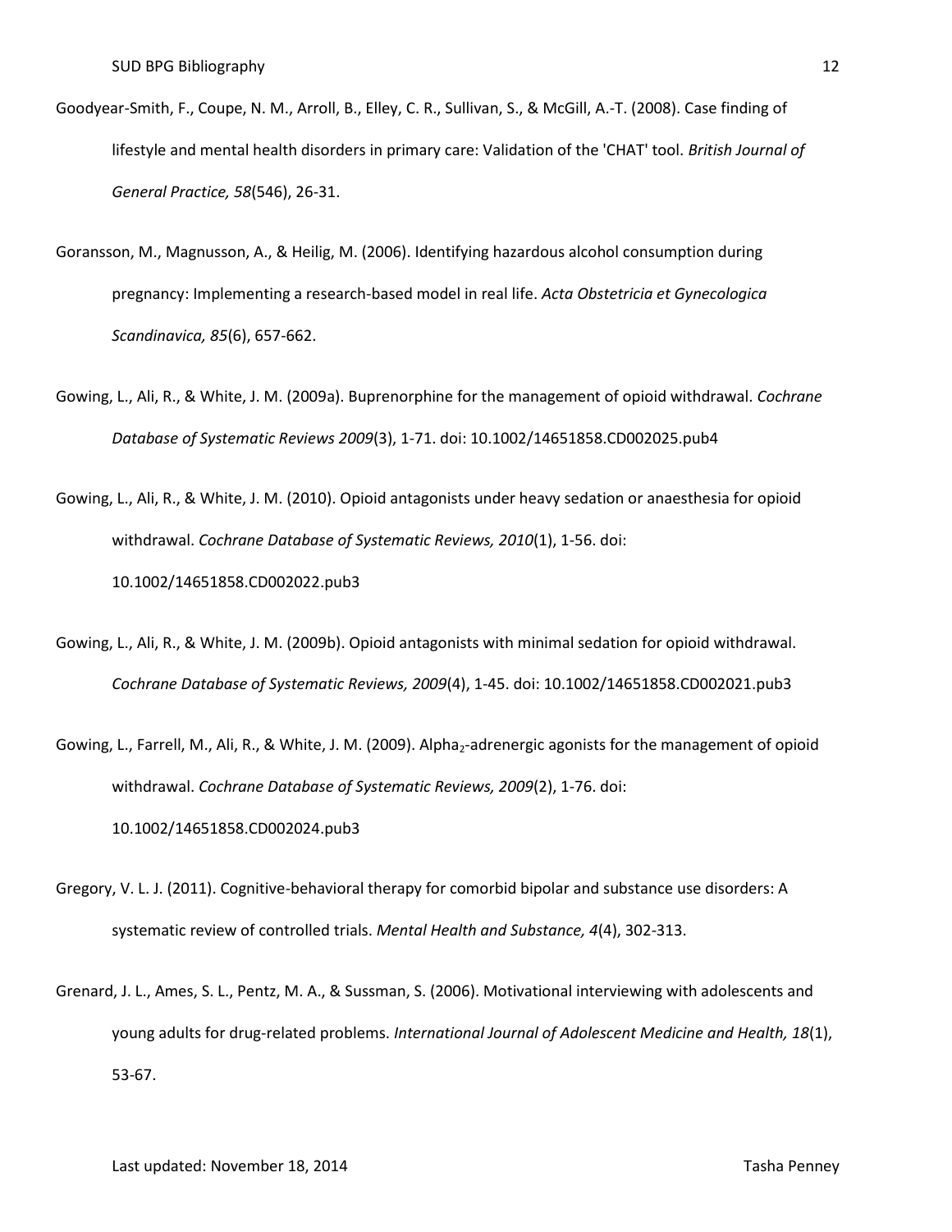Goodyear-Smith, F., Coupe, N. M., Arroll, B., Elley, C. R., Sullivan, S., & McGill, A.-T. (2008). Case finding of lifestyle and mental health disorders in primary care: Validation of the 'CHAT' tool. *British Journal of General Practice, 58*(546), 26-31.

Goransson, M., Magnusson, A., & Heilig, M. (2006). Identifying hazardous alcohol consumption during pregnancy: Implementing a research-based model in real life. *Acta Obstetricia et Gynecologica Scandinavica, 85*(6), 657-662.

Gowing, L., Ali, R., & White, J. M. (2009a). Buprenorphine for the management of opioid withdrawal. *Cochrane Database of Systematic Reviews 2009*(3), 1-71. doi: 10.1002/14651858.CD002025.pub4

Gowing, L., Ali, R., & White, J. M. (2010). Opioid antagonists under heavy sedation or anaesthesia for opioid withdrawal. *Cochrane Database of Systematic Reviews, 2010*(1), 1-56. doi: 10.1002/14651858.CD002022.pub3

Gowing, L., Ali, R., & White, J. M. (2009b). Opioid antagonists with minimal sedation for opioid withdrawal. *Cochrane Database of Systematic Reviews, 2009*(4), 1-45. doi: 10.1002/14651858.CD002021.pub3

Gowing, L., Farrell, M., Ali, R., & White, J. M. (2009). Alpha$_2$-adrenergic agonists for the management of opioid withdrawal. *Cochrane Database of Systematic Reviews, 2009*(2), 1-76. doi: 10.1002/14651858.CD002024.pub3

Gregory, V. L. J. (2011). Cognitive-behavioral therapy for comorbid bipolar and substance use disorders: A systematic review of controlled trials. *Mental Health and Substance, 4*(4), 302-313.

Grenard, J. L., Ames, S. L., Pentz, M. A., & Sussman, S. (2006). Motivational interviewing with adolescents and young adults for drug-related problems. *International Journal of Adolescent Medicine and Health, 18*(1), 53-67.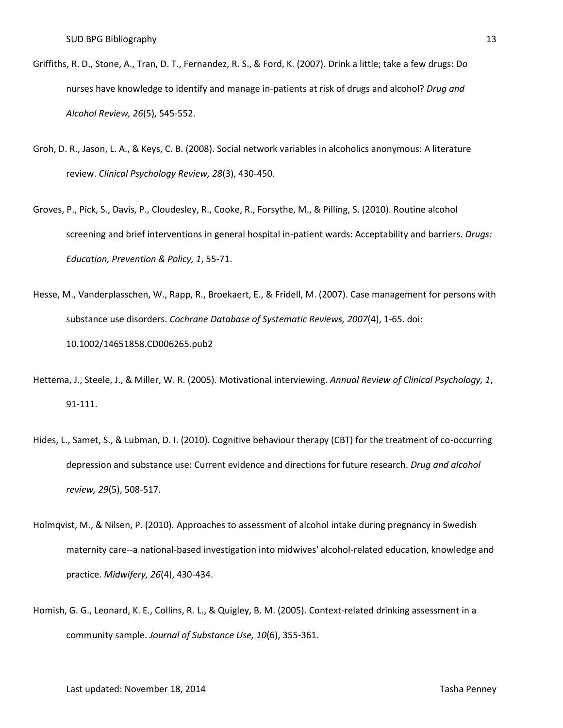Griffiths, R. D., Stone, A., Tran, D. T., Fernandez, R. S., & Ford, K. (2007). Drink a little; take a few drugs: Do nurses have knowledge to identify and manage in-patients at risk of drugs and alcohol? *Drug and Alcohol Review, 26*(5), 545-552.

Groh, D. R., Jason, L. A., & Keys, C. B. (2008). Social network variables in alcoholics anonymous: A literature review. *Clinical Psychology Review, 28*(3), 430-450.

Groves, P., Pick, S., Davis, P., Cloudesley, R., Cooke, R., Forsythe, M., & Pilling, S. (2010). Routine alcohol screening and brief interventions in general hospital in-patient wards: Acceptability and barriers. *Drugs: Education, Prevention & Policy, 1*, 55-71.

Hesse, M., Vanderplasschen, W., Rapp, R., Broekaert, E., & Fridell, M. (2007). Case management for persons with substance use disorders. *Cochrane Database of Systematic Reviews, 2007*(4), 1-65. doi: 10.1002/14651858.CD006265.pub2

Hettema, J., Steele, J., & Miller, W. R. (2005). Motivational interviewing. *Annual Review of Clinical Psychology, 1*, 91-111.

Hides, L., Samet, S., & Lubman, D. I. (2010). Cognitive behaviour therapy (CBT) for the treatment of co-occurring depression and substance use: Current evidence and directions for future research. *Drug and alcohol review, 29*(5), 508-517.

Holmqvist, M., & Nilsen, P. (2010). Approaches to assessment of alcohol intake during pregnancy in Swedish maternity care--a national-based investigation into midwives' alcohol-related education, knowledge and practice. *Midwifery, 26*(4), 430-434.

Homish, G. G., Leonard, K. E., Collins, R. L., & Quigley, B. M. (2005). Context-related drinking assessment in a community sample. *Journal of Substance Use, 10*(6), 355-361.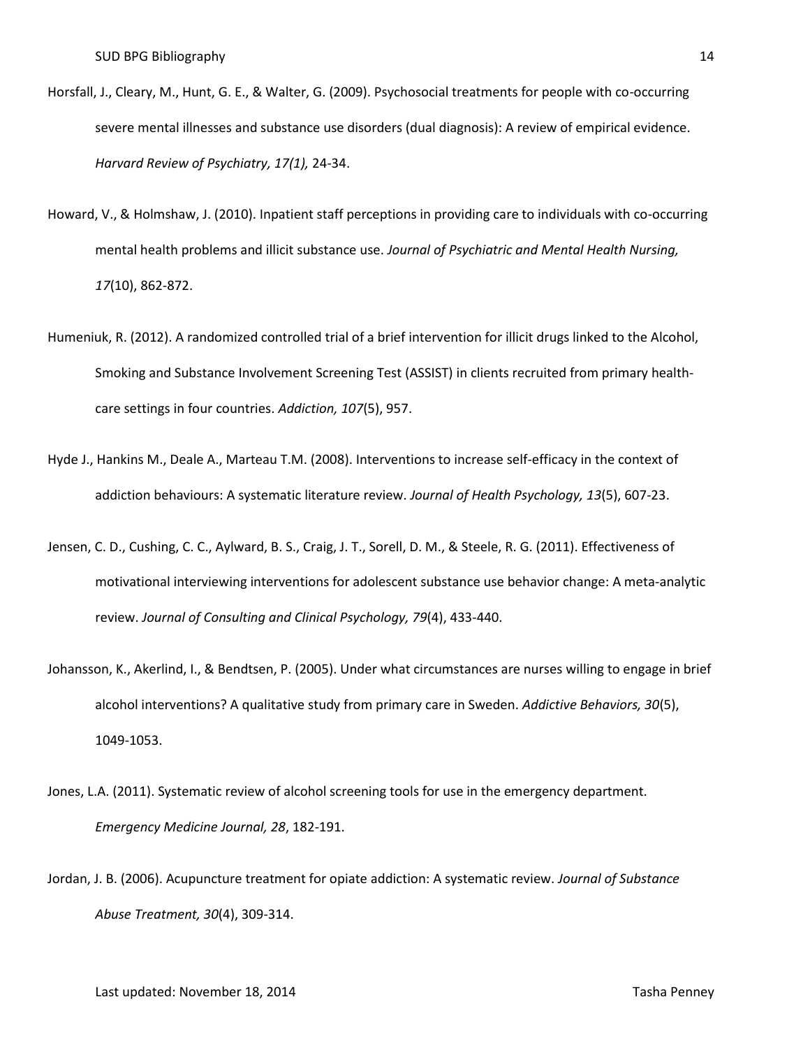Horsfall, J., Cleary, M., Hunt, G. E., & Walter, G. (2009). Psychosocial treatments for people with co-occurring severe mental illnesses and substance use disorders (dual diagnosis): A review of empirical evidence. *Harvard Review of Psychiatry, 17(1),* 24-34.

Howard, V., & Holmshaw, J. (2010). Inpatient staff perceptions in providing care to individuals with co-occurring mental health problems and illicit substance use. *Journal of Psychiatric and Mental Health Nursing, 17*(10), 862-872.

Humeniuk, R. (2012). A randomized controlled trial of a brief intervention for illicit drugs linked to the Alcohol, Smoking and Substance Involvement Screening Test (ASSIST) in clients recruited from primary health-care settings in four countries. *Addiction, 107*(5), 957.

Hyde J., Hankins M., Deale A., Marteau T.M. (2008). Interventions to increase self-efficacy in the context of addiction behaviours: A systematic literature review. *Journal of Health Psychology, 13*(5), 607-23.

Jensen, C. D., Cushing, C. C., Aylward, B. S., Craig, J. T., Sorell, D. M., & Steele, R. G. (2011). Effectiveness of motivational interviewing interventions for adolescent substance use behavior change: A meta-analytic review. *Journal of Consulting and Clinical Psychology, 79*(4), 433-440.

Johansson, K., Akerlind, I., & Bendtsen, P. (2005). Under what circumstances are nurses willing to engage in brief alcohol interventions? A qualitative study from primary care in Sweden. *Addictive Behaviors, 30*(5), 1049-1053.

Jones, L.A. (2011). Systematic review of alcohol screening tools for use in the emergency department. *Emergency Medicine Journal, 28*, 182-191.

Jordan, J. B. (2006). Acupuncture treatment for opiate addiction: A systematic review. *Journal of Substance Abuse Treatment, 30*(4), 309-314.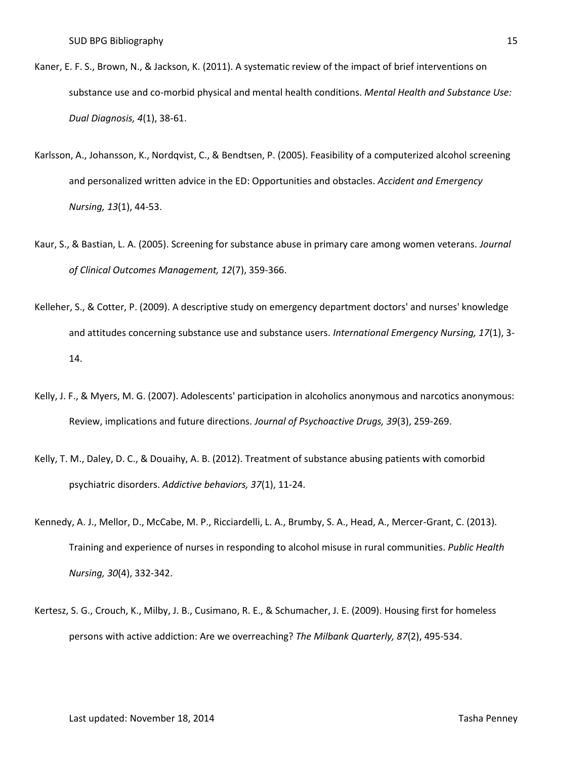Kaner, E. F. S., Brown, N., & Jackson, K. (2011). A systematic review of the impact of brief interventions on substance use and co-morbid physical and mental health conditions. *Mental Health and Substance Use: Dual Diagnosis, 4*(1), 38-61.

Karlsson, A., Johansson, K., Nordqvist, C., & Bendtsen, P. (2005). Feasibility of a computerized alcohol screening and personalized written advice in the ED: Opportunities and obstacles. *Accident and Emergency Nursing, 13*(1), 44-53.

Kaur, S., & Bastian, L. A. (2005). Screening for substance abuse in primary care among women veterans. *Journal of Clinical Outcomes Management, 12*(7), 359-366.

Kelleher, S., & Cotter, P. (2009). A descriptive study on emergency department doctors' and nurses' knowledge and attitudes concerning substance use and substance users. *International Emergency Nursing, 17*(1), 3-14.

Kelly, J. F., & Myers, M. G. (2007). Adolescents' participation in alcoholics anonymous and narcotics anonymous: Review, implications and future directions. *Journal of Psychoactive Drugs, 39*(3), 259-269.

Kelly, T. M., Daley, D. C., & Douaihy, A. B. (2012). Treatment of substance abusing patients with comorbid psychiatric disorders. *Addictive behaviors, 37*(1), 11-24.

Kennedy, A. J., Mellor, D., McCabe, M. P., Ricciardelli, L. A., Brumby, S. A., Head, A., Mercer-Grant, C. (2013). Training and experience of nurses in responding to alcohol misuse in rural communities. *Public Health Nursing, 30*(4), 332-342.

Kertesz, S. G., Crouch, K., Milby, J. B., Cusimano, R. E., & Schumacher, J. E. (2009). Housing first for homeless persons with active addiction: Are we overreaching? *The Milbank Quarterly, 87*(2), 495-534.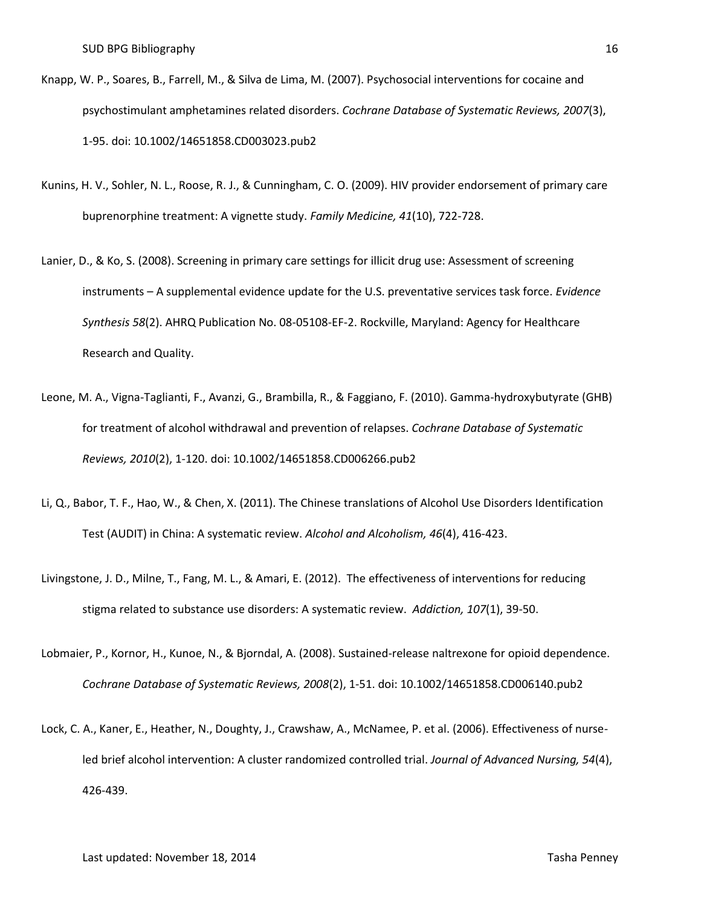Knapp, W. P., Soares, B., Farrell, M., & Silva de Lima, M. (2007). Psychosocial interventions for cocaine and psychostimulant amphetamines related disorders. *Cochrane Database of Systematic Reviews, 2007*(3), 1-95. doi: 10.1002/14651858.CD003023.pub2

Kunins, H. V., Sohler, N. L., Roose, R. J., & Cunningham, C. O. (2009). HIV provider endorsement of primary care buprenorphine treatment: A vignette study. *Family Medicine, 41*(10), 722-728.

Lanier, D., & Ko, S. (2008). Screening in primary care settings for illicit drug use: Assessment of screening instruments – A supplemental evidence update for the U.S. preventative services task force. *Evidence Synthesis 58*(2). AHRQ Publication No. 08-05108-EF-2. Rockville, Maryland: Agency for Healthcare Research and Quality.

Leone, M. A., Vigna-Taglianti, F., Avanzi, G., Brambilla, R., & Faggiano, F. (2010). Gamma-hydroxybutyrate (GHB) for treatment of alcohol withdrawal and prevention of relapses. *Cochrane Database of Systematic Reviews, 2010*(2), 1-120. doi: 10.1002/14651858.CD006266.pub2

Li, Q., Babor, T. F., Hao, W., & Chen, X. (2011). The Chinese translations of Alcohol Use Disorders Identification Test (AUDIT) in China: A systematic review. *Alcohol and Alcoholism, 46*(4), 416-423.

Livingstone, J. D., Milne, T., Fang, M. L., & Amari, E. (2012). The effectiveness of interventions for reducing stigma related to substance use disorders: A systematic review. *Addiction, 107*(1), 39-50.

Lobmaier, P., Kornor, H., Kunoe, N., & Bjorndal, A. (2008). Sustained-release naltrexone for opioid dependence. *Cochrane Database of Systematic Reviews, 2008*(2), 1-51. doi: 10.1002/14651858.CD006140.pub2

Lock, C. A., Kaner, E., Heather, N., Doughty, J., Crawshaw, A., McNamee, P. et al. (2006). Effectiveness of nurse-led brief alcohol intervention: A cluster randomized controlled trial. *Journal of Advanced Nursing, 54*(4), 426-439.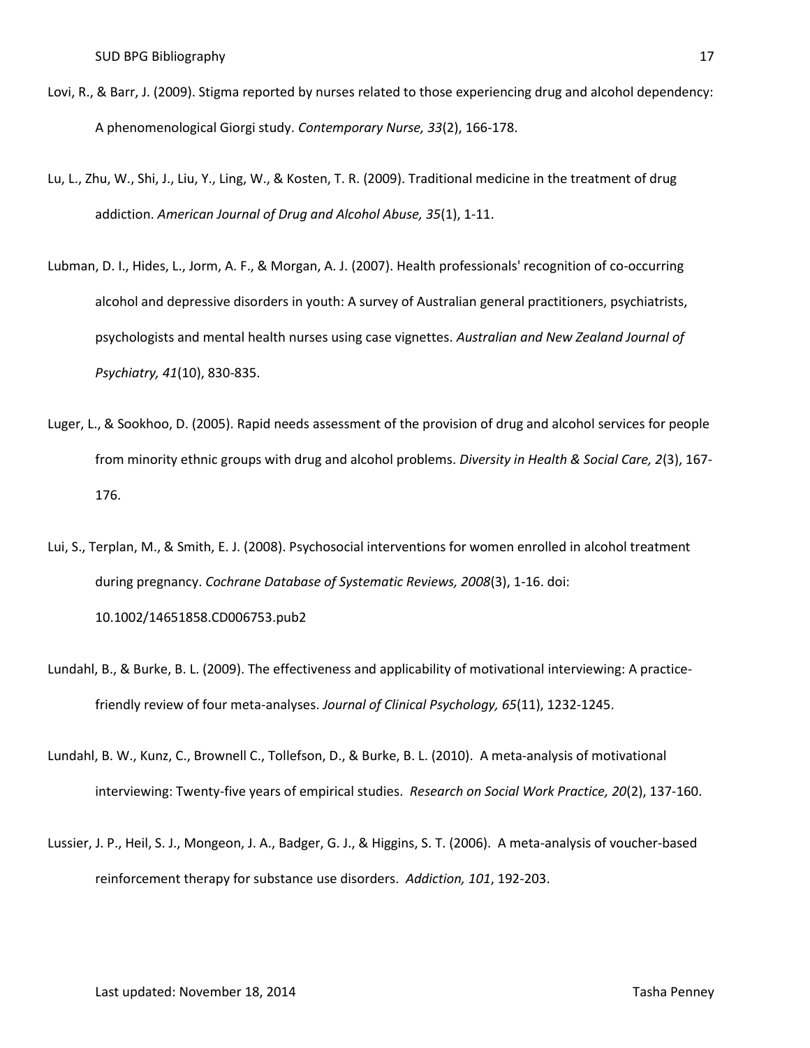Lovi, R., & Barr, J. (2009). Stigma reported by nurses related to those experiencing drug and alcohol dependency: A phenomenological Giorgi study. *Contemporary Nurse, 33*(2), 166-178.

Lu, L., Zhu, W., Shi, J., Liu, Y., Ling, W., & Kosten, T. R. (2009). Traditional medicine in the treatment of drug addiction. *American Journal of Drug and Alcohol Abuse, 35*(1), 1-11.

Lubman, D. I., Hides, L., Jorm, A. F., & Morgan, A. J. (2007). Health professionals' recognition of co-occurring alcohol and depressive disorders in youth: A survey of Australian general practitioners, psychiatrists, psychologists and mental health nurses using case vignettes. *Australian and New Zealand Journal of Psychiatry, 41*(10), 830-835.

Luger, L., & Sookhoo, D. (2005). Rapid needs assessment of the provision of drug and alcohol services for people from minority ethnic groups with drug and alcohol problems. *Diversity in Health & Social Care, 2*(3), 167-176.

Lui, S., Terplan, M., & Smith, E. J. (2008). Psychosocial interventions for women enrolled in alcohol treatment during pregnancy. *Cochrane Database of Systematic Reviews, 2008*(3), 1-16. doi: 10.1002/14651858.CD006753.pub2

Lundahl, B., & Burke, B. L. (2009). The effectiveness and applicability of motivational interviewing: A practice-friendly review of four meta-analyses. *Journal of Clinical Psychology, 65*(11), 1232-1245.

Lundahl, B. W., Kunz, C., Brownell C., Tollefson, D., & Burke, B. L. (2010). A meta-analysis of motivational interviewing: Twenty-five years of empirical studies. *Research on Social Work Practice, 20*(2), 137-160.

Lussier, J. P., Heil, S. J., Mongeon, J. A., Badger, G. J., & Higgins, S. T. (2006). A meta-analysis of voucher-based reinforcement therapy for substance use disorders. *Addiction, 101*, 192-203.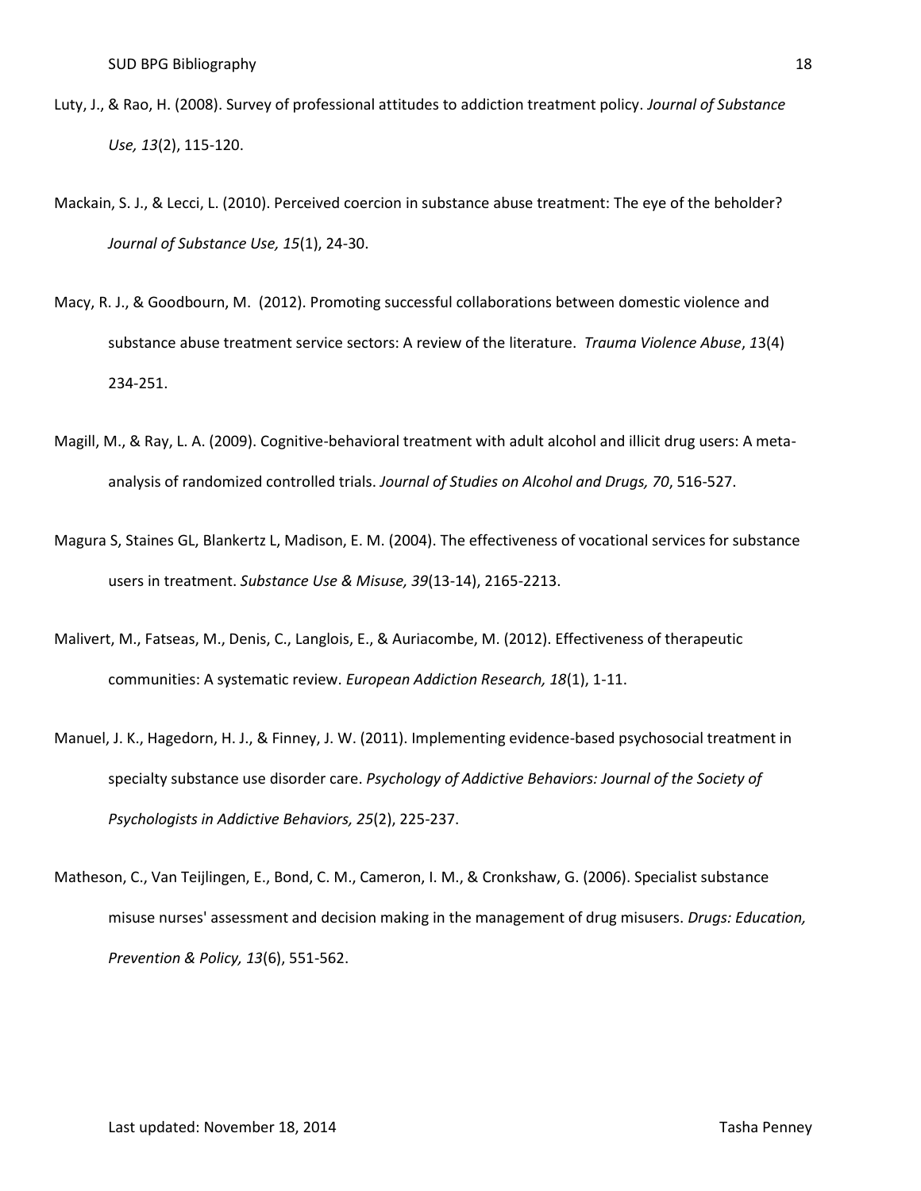Luty, J., & Rao, H. (2008). Survey of professional attitudes to addiction treatment policy. *Journal of Substance Use, 13*(2), 115-120.

Mackain, S. J., & Lecci, L. (2010). Perceived coercion in substance abuse treatment: The eye of the beholder? *Journal of Substance Use, 15*(1), 24-30.

Macy, R. J., & Goodbourn, M. (2012). Promoting successful collaborations between domestic violence and substance abuse treatment service sectors: A review of the literature. *Trauma Violence Abuse*, *1*3(4) 234-251.

Magill, M., & Ray, L. A. (2009). Cognitive-behavioral treatment with adult alcohol and illicit drug users: A meta-analysis of randomized controlled trials. *Journal of Studies on Alcohol and Drugs, 70*, 516-527.

Magura S, Staines GL, Blankertz L, Madison, E. M. (2004). The effectiveness of vocational services for substance users in treatment. *Substance Use & Misuse, 39*(13-14), 2165-2213.

Malivert, M., Fatseas, M., Denis, C., Langlois, E., & Auriacombe, M. (2012). Effectiveness of therapeutic communities: A systematic review. *European Addiction Research, 18*(1), 1-11.

Manuel, J. K., Hagedorn, H. J., & Finney, J. W. (2011). Implementing evidence-based psychosocial treatment in specialty substance use disorder care. *Psychology of Addictive Behaviors: Journal of the Society of Psychologists in Addictive Behaviors, 25*(2), 225-237.

Matheson, C., Van Teijlingen, E., Bond, C. M., Cameron, I. M., & Cronkshaw, G. (2006). Specialist substance misuse nurses' assessment and decision making in the management of drug misusers. *Drugs: Education, Prevention & Policy, 13*(6), 551-562.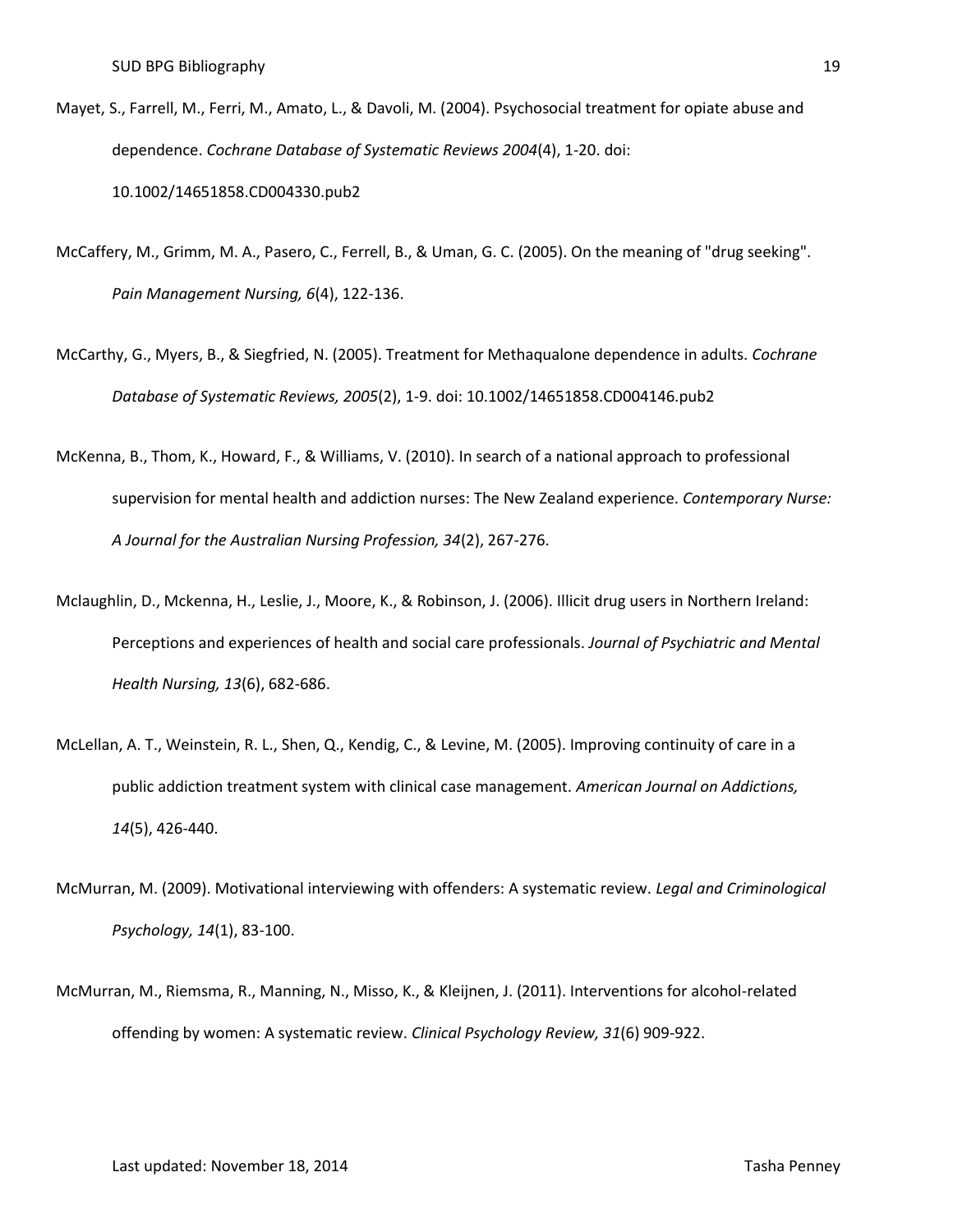Mayet, S., Farrell, M., Ferri, M., Amato, L., & Davoli, M. (2004). Psychosocial treatment for opiate abuse and dependence. *Cochrane Database of Systematic Reviews 2004*(4), 1-20. doi: 10.1002/14651858.CD004330.pub2

McCaffery, M., Grimm, M. A., Pasero, C., Ferrell, B., & Uman, G. C. (2005). On the meaning of "drug seeking". *Pain Management Nursing, 6*(4), 122-136.

McCarthy, G., Myers, B., & Siegfried, N. (2005). Treatment for Methaqualone dependence in adults. *Cochrane Database of Systematic Reviews, 2005*(2), 1-9. doi: 10.1002/14651858.CD004146.pub2

McKenna, B., Thom, K., Howard, F., & Williams, V. (2010). In search of a national approach to professional supervision for mental health and addiction nurses: The New Zealand experience. *Contemporary Nurse: A Journal for the Australian Nursing Profession, 34*(2), 267-276.

Mclaughlin, D., Mckenna, H., Leslie, J., Moore, K., & Robinson, J. (2006). Illicit drug users in Northern Ireland: Perceptions and experiences of health and social care professionals. *Journal of Psychiatric and Mental Health Nursing, 13*(6), 682-686.

McLellan, A. T., Weinstein, R. L., Shen, Q., Kendig, C., & Levine, M. (2005). Improving continuity of care in a public addiction treatment system with clinical case management. *American Journal on Addictions, 14*(5), 426-440.

McMurran, M. (2009). Motivational interviewing with offenders: A systematic review. *Legal and Criminological Psychology, 14*(1), 83-100.

McMurran, M., Riemsma, R., Manning, N., Misso, K., & Kleijnen, J. (2011). Interventions for alcohol-related offending by women: A systematic review. *Clinical Psychology Review, 31*(6) 909-922.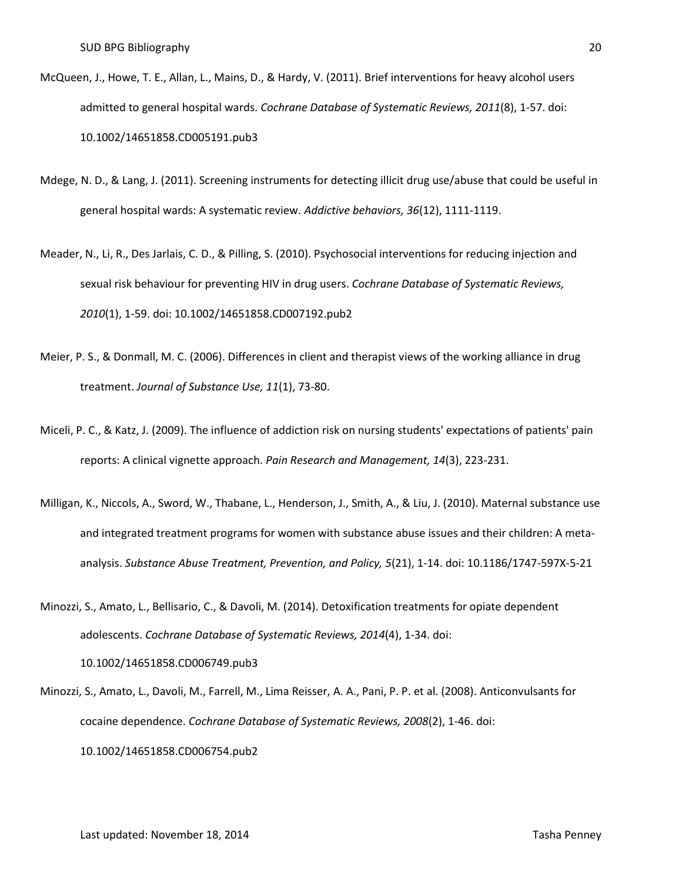McQueen, J., Howe, T. E., Allan, L., Mains, D., & Hardy, V. (2011). Brief interventions for heavy alcohol users admitted to general hospital wards. *Cochrane Database of Systematic Reviews, 2011*(8), 1-57. doi: 10.1002/14651858.CD005191.pub3

Mdege, N. D., & Lang, J. (2011). Screening instruments for detecting illicit drug use/abuse that could be useful in general hospital wards: A systematic review. *Addictive behaviors, 36*(12), 1111-1119.

Meader, N., Li, R., Des Jarlais, C. D., & Pilling, S. (2010). Psychosocial interventions for reducing injection and sexual risk behaviour for preventing HIV in drug users. *Cochrane Database of Systematic Reviews, 2010*(1), 1-59. doi: 10.1002/14651858.CD007192.pub2

Meier, P. S., & Donmall, M. C. (2006). Differences in client and therapist views of the working alliance in drug treatment. *Journal of Substance Use, 11*(1), 73-80.

Miceli, P. C., & Katz, J. (2009). The influence of addiction risk on nursing students' expectations of patients' pain reports: A clinical vignette approach. *Pain Research and Management, 14*(3), 223-231.

Milligan, K., Niccols, A., Sword, W., Thabane, L., Henderson, J., Smith, A., & Liu, J. (2010). Maternal substance use and integrated treatment programs for women with substance abuse issues and their children: A meta-analysis. *Substance Abuse Treatment, Prevention, and Policy, 5*(21), 1-14. doi: 10.1186/1747-597X-5-21

Minozzi, S., Amato, L., Bellisario, C., & Davoli, M. (2014). Detoxification treatments for opiate dependent adolescents. *Cochrane Database of Systematic Reviews, 2014*(4), 1-34. doi: 10.1002/14651858.CD006749.pub3

Minozzi, S., Amato, L., Davoli, M., Farrell, M., Lima Reisser, A. A., Pani, P. P. et al. (2008). Anticonvulsants for cocaine dependence. *Cochrane Database of Systematic Reviews, 2008*(2), 1-46. doi: 10.1002/14651858.CD006754.pub2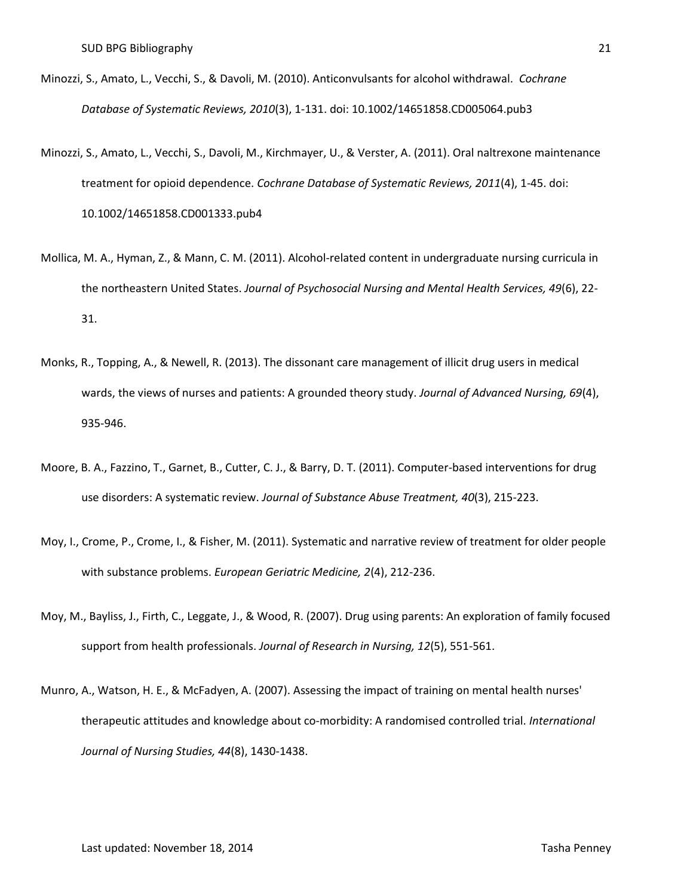Minozzi, S., Amato, L., Vecchi, S., & Davoli, M. (2010). Anticonvulsants for alcohol withdrawal. *Cochrane Database of Systematic Reviews, 2010*(3), 1-131. doi: 10.1002/14651858.CD005064.pub3

Minozzi, S., Amato, L., Vecchi, S., Davoli, M., Kirchmayer, U., & Verster, A. (2011). Oral naltrexone maintenance treatment for opioid dependence. *Cochrane Database of Systematic Reviews, 2011*(4), 1-45. doi: 10.1002/14651858.CD001333.pub4

Mollica, M. A., Hyman, Z., & Mann, C. M. (2011). Alcohol-related content in undergraduate nursing curricula in the northeastern United States. *Journal of Psychosocial Nursing and Mental Health Services, 49*(6), 22-31.

Monks, R., Topping, A., & Newell, R. (2013). The dissonant care management of illicit drug users in medical wards, the views of nurses and patients: A grounded theory study. *Journal of Advanced Nursing, 69*(4), 935-946.

Moore, B. A., Fazzino, T., Garnet, B., Cutter, C. J., & Barry, D. T. (2011). Computer-based interventions for drug use disorders: A systematic review. *Journal of Substance Abuse Treatment, 40*(3), 215-223.

Moy, I., Crome, P., Crome, I., & Fisher, M. (2011). Systematic and narrative review of treatment for older people with substance problems. *European Geriatric Medicine, 2*(4), 212-236.

Moy, M., Bayliss, J., Firth, C., Leggate, J., & Wood, R. (2007). Drug using parents: An exploration of family focused support from health professionals. *Journal of Research in Nursing, 12*(5), 551-561.

Munro, A., Watson, H. E., & McFadyen, A. (2007). Assessing the impact of training on mental health nurses' therapeutic attitudes and knowledge about co-morbidity: A randomised controlled trial. *International Journal of Nursing Studies, 44*(8), 1430-1438.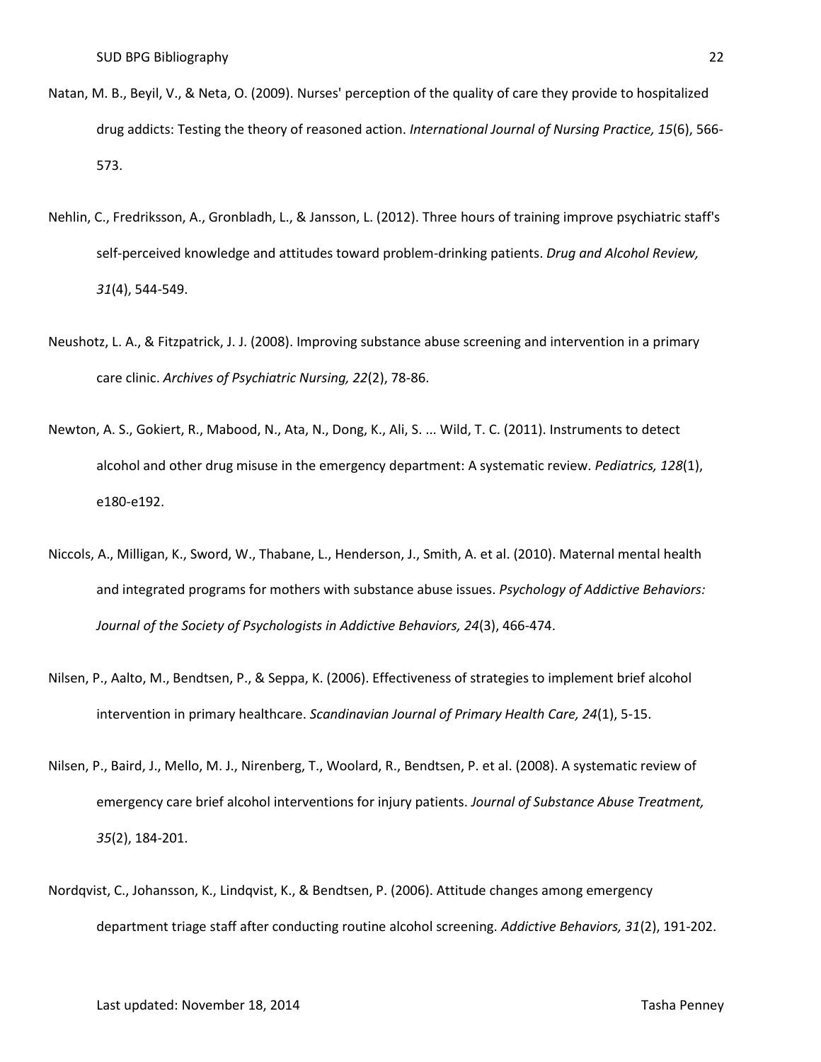Natan, M. B., Beyil, V., & Neta, O. (2009). Nurses' perception of the quality of care they provide to hospitalized drug addicts: Testing the theory of reasoned action. *International Journal of Nursing Practice, 15*(6), 566-573.

Nehlin, C., Fredriksson, A., Gronbladh, L., & Jansson, L. (2012). Three hours of training improve psychiatric staff's self-perceived knowledge and attitudes toward problem-drinking patients. *Drug and Alcohol Review, 31*(4), 544-549.

Neushotz, L. A., & Fitzpatrick, J. J. (2008). Improving substance abuse screening and intervention in a primary care clinic. *Archives of Psychiatric Nursing, 22*(2), 78-86.

Newton, A. S., Gokiert, R., Mabood, N., Ata, N., Dong, K., Ali, S. ... Wild, T. C. (2011). Instruments to detect alcohol and other drug misuse in the emergency department: A systematic review. *Pediatrics, 128*(1), e180-e192.

Niccols, A., Milligan, K., Sword, W., Thabane, L., Henderson, J., Smith, A. et al. (2010). Maternal mental health and integrated programs for mothers with substance abuse issues. *Psychology of Addictive Behaviors: Journal of the Society of Psychologists in Addictive Behaviors, 24*(3), 466-474.

Nilsen, P., Aalto, M., Bendtsen, P., & Seppa, K. (2006). Effectiveness of strategies to implement brief alcohol intervention in primary healthcare. *Scandinavian Journal of Primary Health Care, 24*(1), 5-15.

Nilsen, P., Baird, J., Mello, M. J., Nirenberg, T., Woolard, R., Bendtsen, P. et al. (2008). A systematic review of emergency care brief alcohol interventions for injury patients. *Journal of Substance Abuse Treatment, 35*(2), 184-201.

Nordqvist, C., Johansson, K., Lindqvist, K., & Bendtsen, P. (2006). Attitude changes among emergency department triage staff after conducting routine alcohol screening. *Addictive Behaviors, 31*(2), 191-202.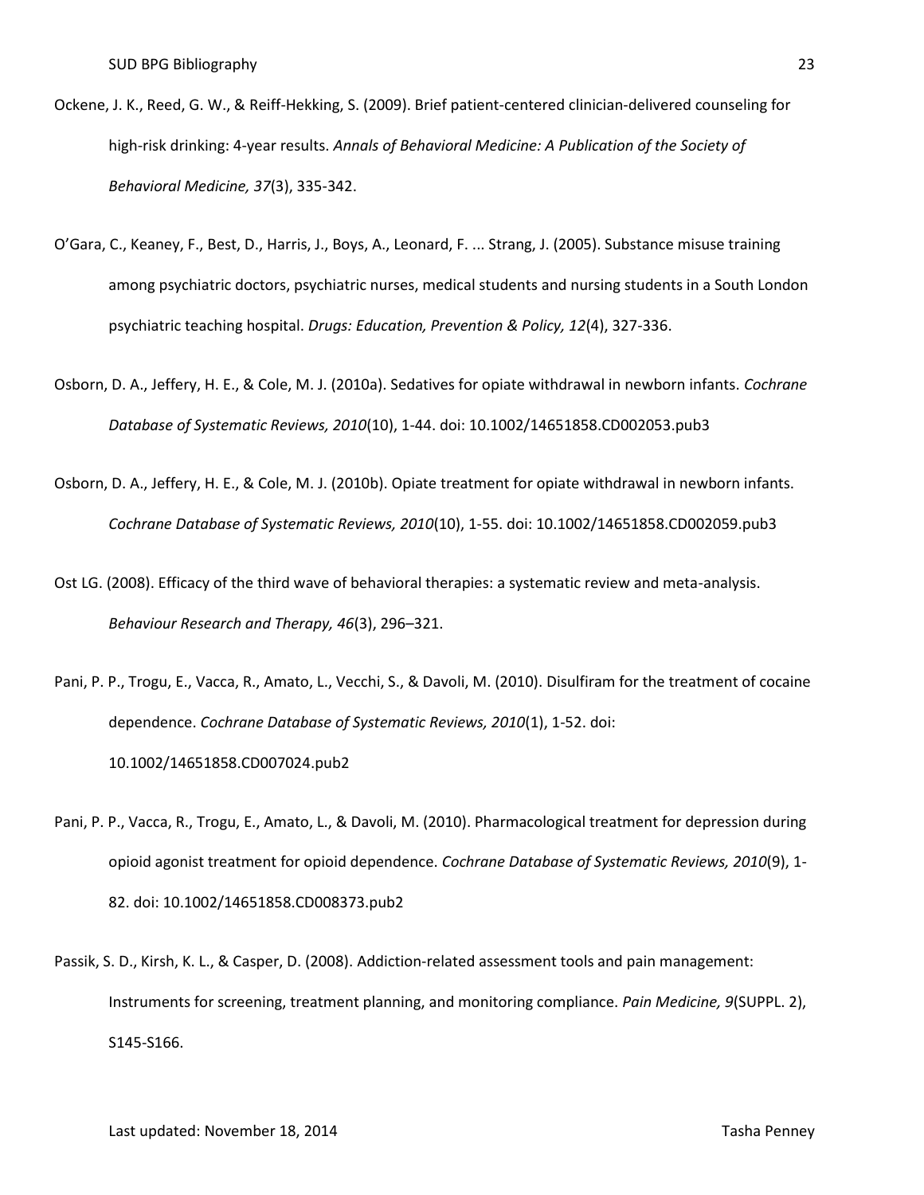Ockene, J. K., Reed, G. W., & Reiff-Hekking, S. (2009). Brief patient-centered clinician-delivered counseling for high-risk drinking: 4-year results. *Annals of Behavioral Medicine: A Publication of the Society of Behavioral Medicine, 37*(3), 335-342.

O'Gara, C., Keaney, F., Best, D., Harris, J., Boys, A., Leonard, F. ... Strang, J. (2005). Substance misuse training among psychiatric doctors, psychiatric nurses, medical students and nursing students in a South London psychiatric teaching hospital. *Drugs: Education, Prevention & Policy, 12*(4), 327-336.

Osborn, D. A., Jeffery, H. E., & Cole, M. J. (2010a). Sedatives for opiate withdrawal in newborn infants. *Cochrane Database of Systematic Reviews, 2010*(10), 1-44. doi: 10.1002/14651858.CD002053.pub3

Osborn, D. A., Jeffery, H. E., & Cole, M. J. (2010b). Opiate treatment for opiate withdrawal in newborn infants. *Cochrane Database of Systematic Reviews, 2010*(10), 1-55. doi: 10.1002/14651858.CD002059.pub3

Ost LG. (2008). Efficacy of the third wave of behavioral therapies: a systematic review and meta-analysis. *Behaviour Research and Therapy, 46*(3), 296–321.

Pani, P. P., Trogu, E., Vacca, R., Amato, L., Vecchi, S., & Davoli, M. (2010). Disulfiram for the treatment of cocaine dependence. *Cochrane Database of Systematic Reviews, 2010*(1), 1-52. doi: 10.1002/14651858.CD007024.pub2

Pani, P. P., Vacca, R., Trogu, E., Amato, L., & Davoli, M. (2010). Pharmacological treatment for depression during opioid agonist treatment for opioid dependence. *Cochrane Database of Systematic Reviews, 2010*(9), 1-82. doi: 10.1002/14651858.CD008373.pub2

Passik, S. D., Kirsh, K. L., & Casper, D. (2008). Addiction-related assessment tools and pain management: Instruments for screening, treatment planning, and monitoring compliance. *Pain Medicine, 9*(SUPPL. 2), S145-S166.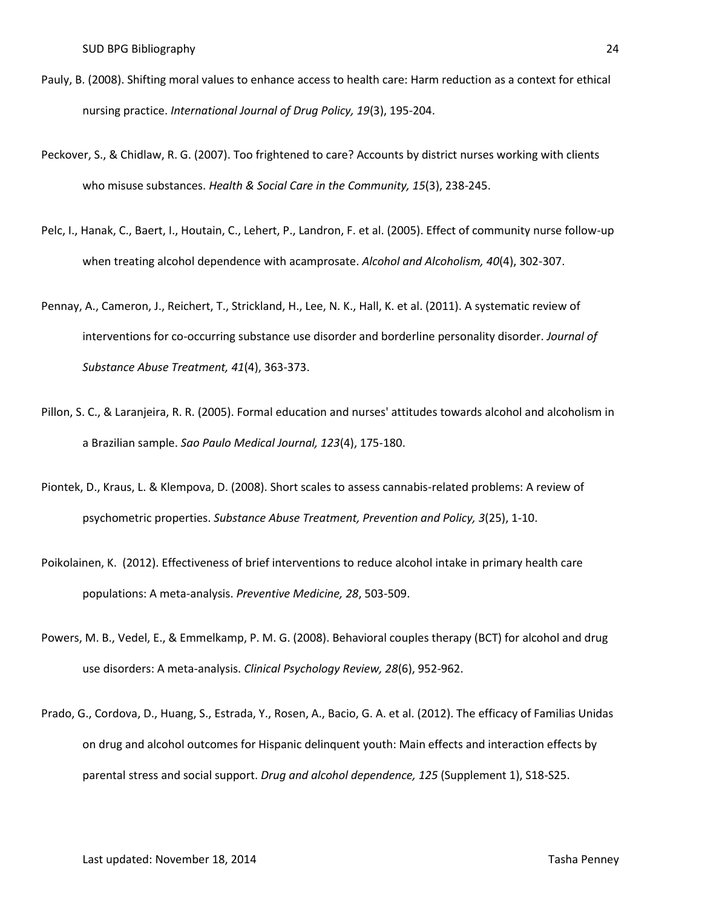Pauly, B. (2008). Shifting moral values to enhance access to health care: Harm reduction as a context for ethical nursing practice. *International Journal of Drug Policy, 19*(3), 195-204.

Peckover, S., & Chidlaw, R. G. (2007). Too frightened to care? Accounts by district nurses working with clients who misuse substances. *Health & Social Care in the Community, 15*(3), 238-245.

Pelc, I., Hanak, C., Baert, I., Houtain, C., Lehert, P., Landron, F. et al. (2005). Effect of community nurse follow-up when treating alcohol dependence with acamprosate. *Alcohol and Alcoholism, 40*(4), 302-307.

Pennay, A., Cameron, J., Reichert, T., Strickland, H., Lee, N. K., Hall, K. et al. (2011). A systematic review of interventions for co-occurring substance use disorder and borderline personality disorder. *Journal of Substance Abuse Treatment, 41*(4), 363-373.

Pillon, S. C., & Laranjeira, R. R. (2005). Formal education and nurses' attitudes towards alcohol and alcoholism in a Brazilian sample. *Sao Paulo Medical Journal, 123*(4), 175-180.

Piontek, D., Kraus, L. & Klempova, D. (2008). Short scales to assess cannabis-related problems: A review of psychometric properties. *Substance Abuse Treatment, Prevention and Policy, 3*(25), 1-10.

Poikolainen, K. (2012). Effectiveness of brief interventions to reduce alcohol intake in primary health care populations: A meta-analysis. *Preventive Medicine, 28*, 503-509.

Powers, M. B., Vedel, E., & Emmelkamp, P. M. G. (2008). Behavioral couples therapy (BCT) for alcohol and drug use disorders: A meta-analysis. *Clinical Psychology Review, 28*(6), 952-962.

Prado, G., Cordova, D., Huang, S., Estrada, Y., Rosen, A., Bacio, G. A. et al. (2012). The efficacy of Familias Unidas on drug and alcohol outcomes for Hispanic delinquent youth: Main effects and interaction effects by parental stress and social support. *Drug and alcohol dependence, 125* (Supplement 1), S18-S25.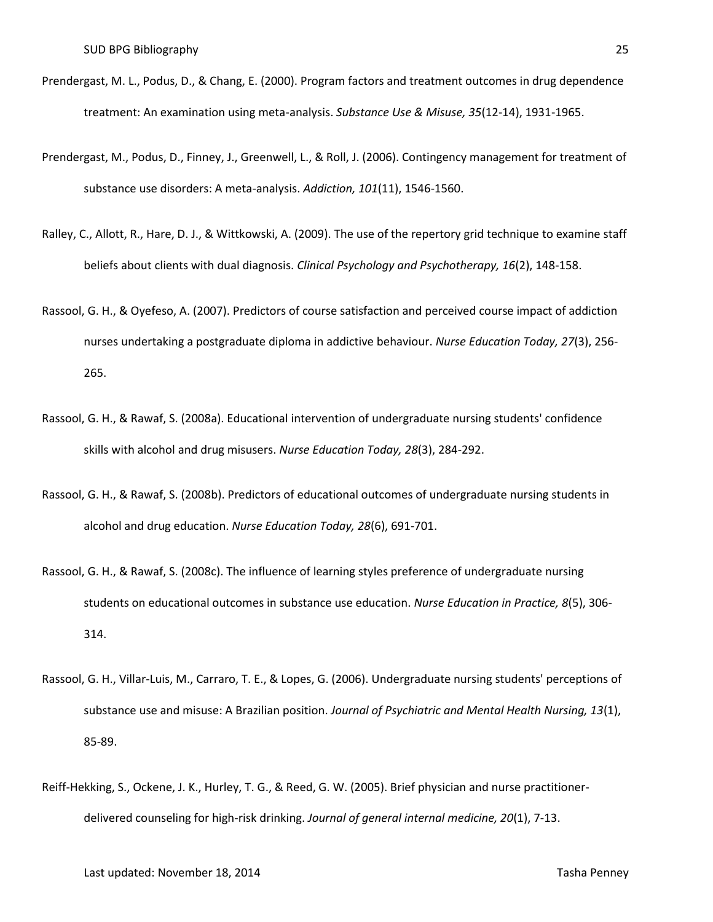Prendergast, M. L., Podus, D., & Chang, E. (2000). Program factors and treatment outcomes in drug dependence treatment: An examination using meta-analysis. *Substance Use & Misuse, 35*(12-14), 1931-1965.

Prendergast, M., Podus, D., Finney, J., Greenwell, L., & Roll, J. (2006). Contingency management for treatment of substance use disorders: A meta-analysis. *Addiction, 101*(11), 1546-1560.

Ralley, C., Allott, R., Hare, D. J., & Wittkowski, A. (2009). The use of the repertory grid technique to examine staff beliefs about clients with dual diagnosis. *Clinical Psychology and Psychotherapy, 16*(2), 148-158.

Rassool, G. H., & Oyefeso, A. (2007). Predictors of course satisfaction and perceived course impact of addiction nurses undertaking a postgraduate diploma in addictive behaviour. *Nurse Education Today, 27*(3), 256-265.

Rassool, G. H., & Rawaf, S. (2008a). Educational intervention of undergraduate nursing students' confidence skills with alcohol and drug misusers. *Nurse Education Today, 28*(3), 284-292.

Rassool, G. H., & Rawaf, S. (2008b). Predictors of educational outcomes of undergraduate nursing students in alcohol and drug education. *Nurse Education Today, 28*(6), 691-701.

Rassool, G. H., & Rawaf, S. (2008c). The influence of learning styles preference of undergraduate nursing students on educational outcomes in substance use education. *Nurse Education in Practice, 8*(5), 306-314.

Rassool, G. H., Villar-Luis, M., Carraro, T. E., & Lopes, G. (2006). Undergraduate nursing students' perceptions of substance use and misuse: A Brazilian position. *Journal of Psychiatric and Mental Health Nursing, 13*(1), 85-89.

Reiff-Hekking, S., Ockene, J. K., Hurley, T. G., & Reed, G. W. (2005). Brief physician and nurse practitioner-delivered counseling for high-risk drinking. *Journal of general internal medicine, 20*(1), 7-13.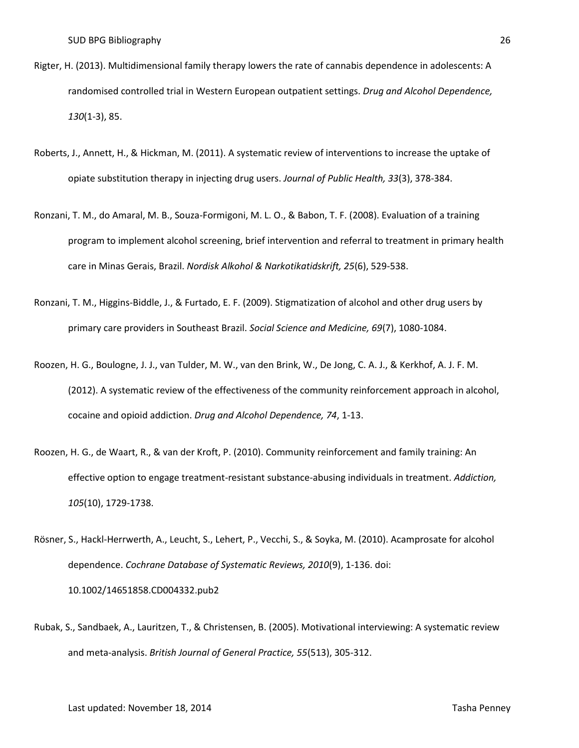Rigter, H. (2013). Multidimensional family therapy lowers the rate of cannabis dependence in adolescents: A randomised controlled trial in Western European outpatient settings. *Drug and Alcohol Dependence, 130*(1-3), 85.

Roberts, J., Annett, H., & Hickman, M. (2011). A systematic review of interventions to increase the uptake of opiate substitution therapy in injecting drug users. *Journal of Public Health, 33*(3), 378-384.

Ronzani, T. M., do Amaral, M. B., Souza-Formigoni, M. L. O., & Babon, T. F. (2008). Evaluation of a training program to implement alcohol screening, brief intervention and referral to treatment in primary health care in Minas Gerais, Brazil. *Nordisk Alkohol & Narkotikatidskrift, 25*(6), 529-538.

Ronzani, T. M., Higgins-Biddle, J., & Furtado, E. F. (2009). Stigmatization of alcohol and other drug users by primary care providers in Southeast Brazil. *Social Science and Medicine, 69*(7), 1080-1084.

Roozen, H. G., Boulogne, J. J., van Tulder, M. W., van den Brink, W., De Jong, C. A. J., & Kerkhof, A. J. F. M. (2012). A systematic review of the effectiveness of the community reinforcement approach in alcohol, cocaine and opioid addiction. *Drug and Alcohol Dependence, 74*, 1-13.

Roozen, H. G., de Waart, R., & van der Kroft, P. (2010). Community reinforcement and family training: An effective option to engage treatment-resistant substance-abusing individuals in treatment. *Addiction, 105*(10), 1729-1738.

Rösner, S., Hackl-Herrwerth, A., Leucht, S., Lehert, P., Vecchi, S., & Soyka, M. (2010). Acamprosate for alcohol dependence. *Cochrane Database of Systematic Reviews, 2010*(9), 1-136. doi: 10.1002/14651858.CD004332.pub2

Rubak, S., Sandbaek, A., Lauritzen, T., & Christensen, B. (2005). Motivational interviewing: A systematic review and meta-analysis. *British Journal of General Practice, 55*(513), 305-312.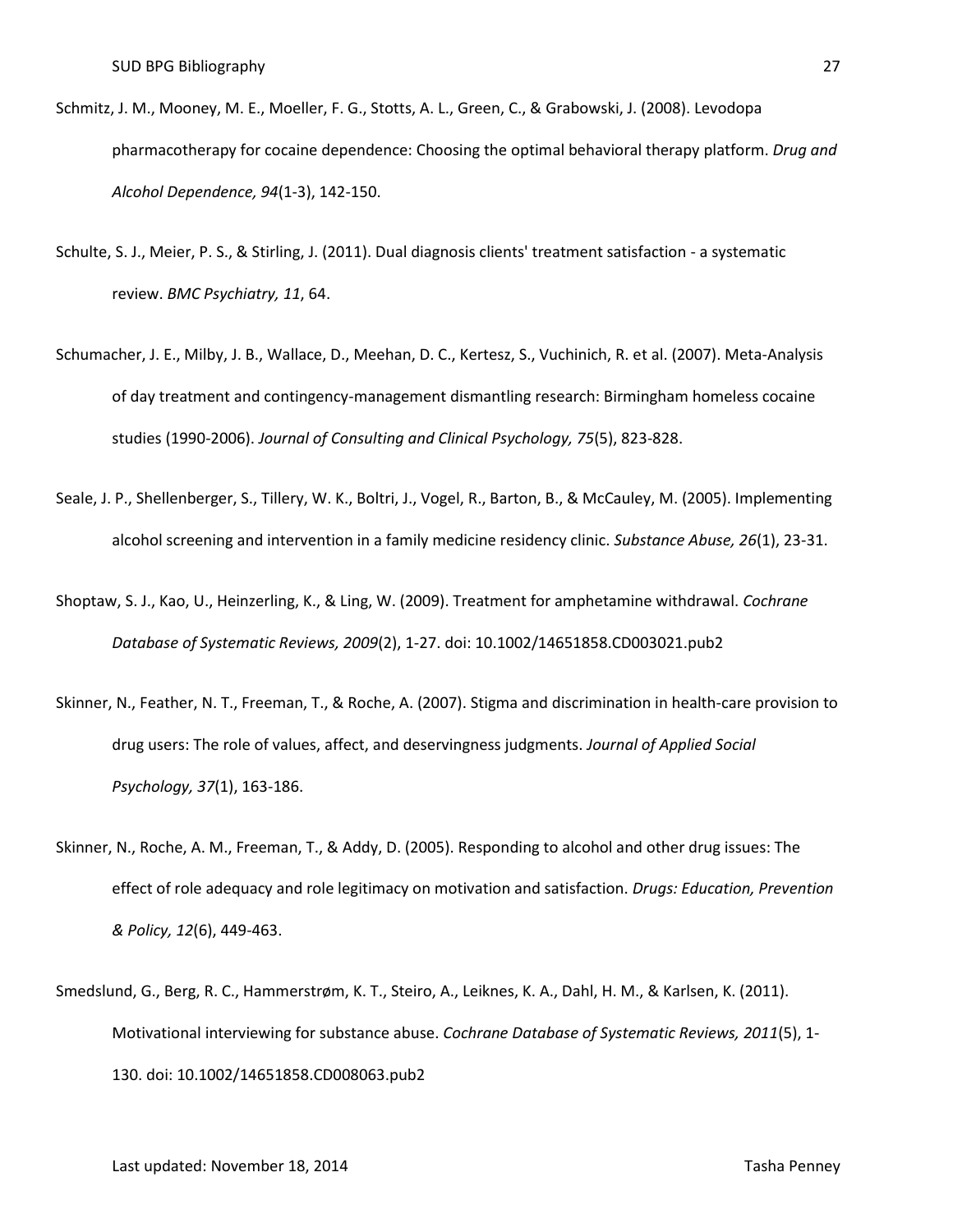Schmitz, J. M., Mooney, M. E., Moeller, F. G., Stotts, A. L., Green, C., & Grabowski, J. (2008). Levodopa pharmacotherapy for cocaine dependence: Choosing the optimal behavioral therapy platform. *Drug and Alcohol Dependence, 94*(1-3), 142-150.

Schulte, S. J., Meier, P. S., & Stirling, J. (2011). Dual diagnosis clients' treatment satisfaction - a systematic review. *BMC Psychiatry, 11*, 64.

Schumacher, J. E., Milby, J. B., Wallace, D., Meehan, D. C., Kertesz, S., Vuchinich, R. et al. (2007). Meta-Analysis of day treatment and contingency-management dismantling research: Birmingham homeless cocaine studies (1990-2006). *Journal of Consulting and Clinical Psychology, 75*(5), 823-828.

Seale, J. P., Shellenberger, S., Tillery, W. K., Boltri, J., Vogel, R., Barton, B., & McCauley, M. (2005). Implementing alcohol screening and intervention in a family medicine residency clinic. *Substance Abuse, 26*(1), 23-31.

Shoptaw, S. J., Kao, U., Heinzerling, K., & Ling, W. (2009). Treatment for amphetamine withdrawal. *Cochrane Database of Systematic Reviews, 2009*(2), 1-27. doi: 10.1002/14651858.CD003021.pub2

Skinner, N., Feather, N. T., Freeman, T., & Roche, A. (2007). Stigma and discrimination in health-care provision to drug users: The role of values, affect, and deservingness judgments. *Journal of Applied Social Psychology, 37*(1), 163-186.

Skinner, N., Roche, A. M., Freeman, T., & Addy, D. (2005). Responding to alcohol and other drug issues: The effect of role adequacy and role legitimacy on motivation and satisfaction. *Drugs: Education, Prevention & Policy, 12*(6), 449-463.

Smedslund, G., Berg, R. C., Hammerstrøm, K. T., Steiro, A., Leiknes, K. A., Dahl, H. M., & Karlsen, K. (2011). Motivational interviewing for substance abuse. *Cochrane Database of Systematic Reviews, 2011*(5), 1-130. doi: 10.1002/14651858.CD008063.pub2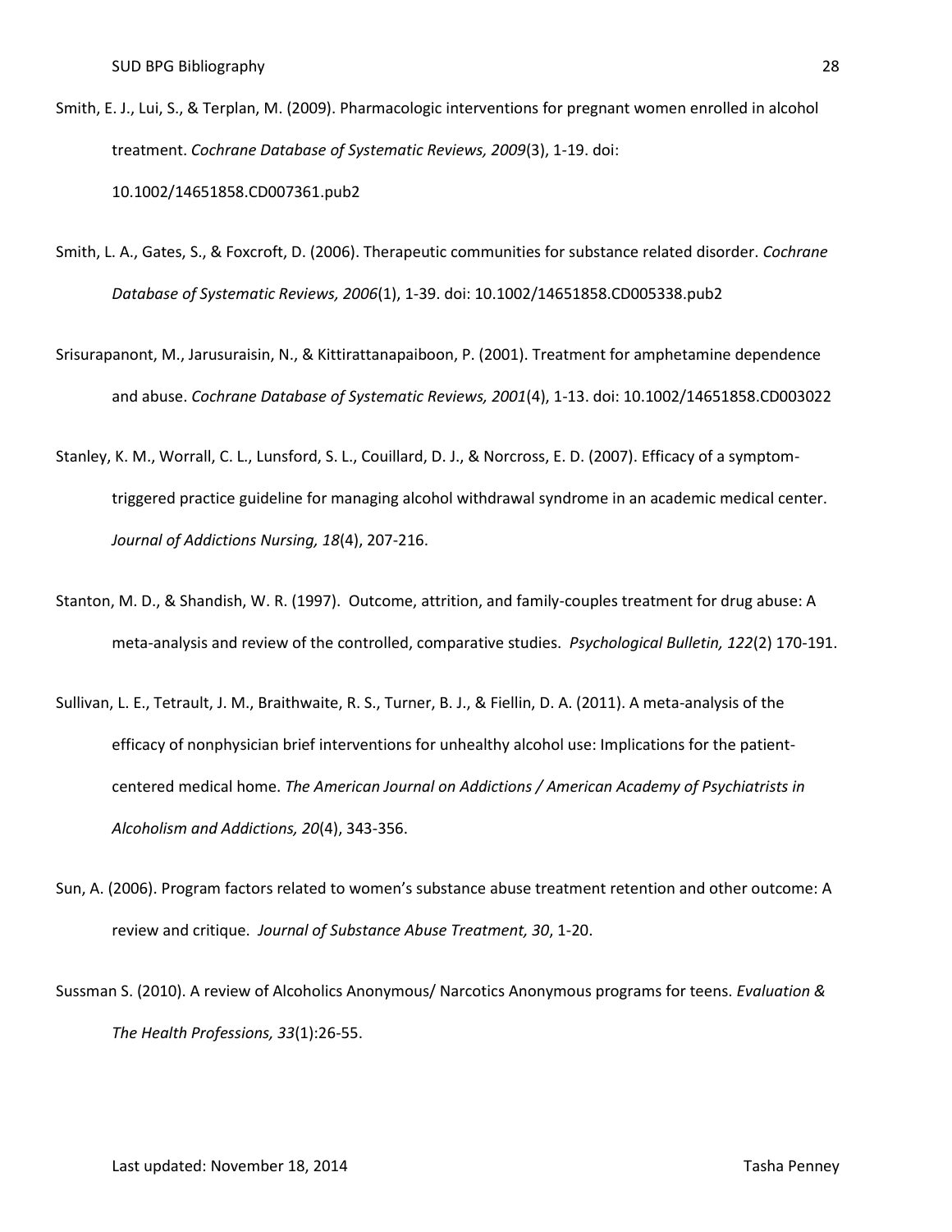Smith, E. J., Lui, S., & Terplan, M. (2009). Pharmacologic interventions for pregnant women enrolled in alcohol treatment. *Cochrane Database of Systematic Reviews, 2009*(3), 1-19. doi: 10.1002/14651858.CD007361.pub2

Smith, L. A., Gates, S., & Foxcroft, D. (2006). Therapeutic communities for substance related disorder. *Cochrane Database of Systematic Reviews, 2006*(1), 1-39. doi: 10.1002/14651858.CD005338.pub2

Srisurapanont, M., Jarusuraisin, N., & Kittirattanapaiboon, P. (2001). Treatment for amphetamine dependence and abuse. *Cochrane Database of Systematic Reviews, 2001*(4), 1-13. doi: 10.1002/14651858.CD003022

Stanley, K. M., Worrall, C. L., Lunsford, S. L., Couillard, D. J., & Norcross, E. D. (2007). Efficacy of a symptom-triggered practice guideline for managing alcohol withdrawal syndrome in an academic medical center. *Journal of Addictions Nursing, 18*(4), 207-216.

Stanton, M. D., & Shandish, W. R. (1997). Outcome, attrition, and family-couples treatment for drug abuse: A meta-analysis and review of the controlled, comparative studies. *Psychological Bulletin, 122*(2) 170-191.

Sullivan, L. E., Tetrault, J. M., Braithwaite, R. S., Turner, B. J., & Fiellin, D. A. (2011). A meta-analysis of the efficacy of nonphysician brief interventions for unhealthy alcohol use: Implications for the patient-centered medical home. *The American Journal on Addictions / American Academy of Psychiatrists in Alcoholism and Addictions, 20*(4), 343-356.

Sun, A. (2006). Program factors related to women's substance abuse treatment retention and other outcome: A review and critique. *Journal of Substance Abuse Treatment, 30*, 1-20.

Sussman S. (2010). A review of Alcoholics Anonymous/ Narcotics Anonymous programs for teens. *Evaluation & The Health Professions, 33*(1):26-55.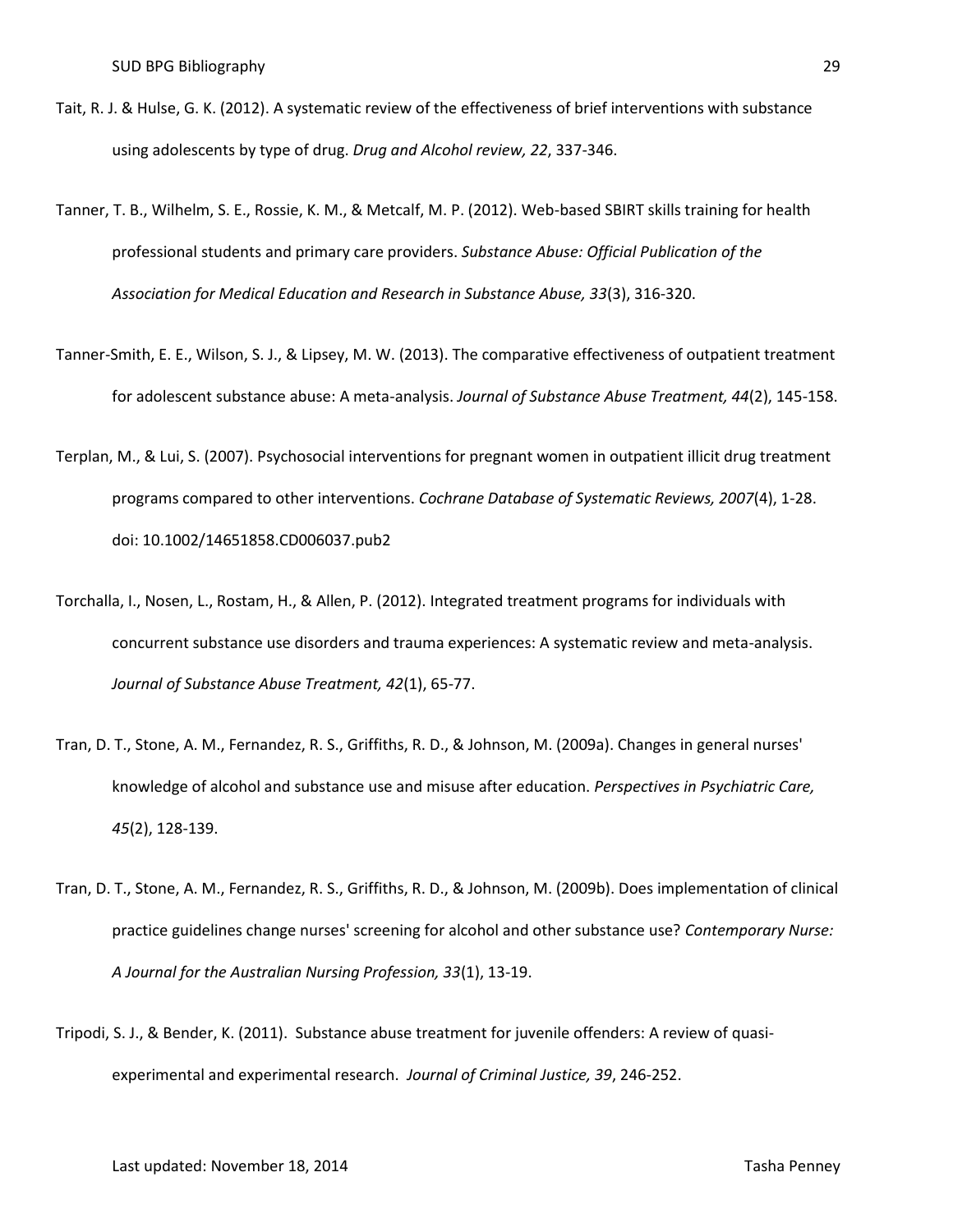Tait, R. J. & Hulse, G. K. (2012). A systematic review of the effectiveness of brief interventions with substance using adolescents by type of drug. *Drug and Alcohol review, 22*, 337-346.

Tanner, T. B., Wilhelm, S. E., Rossie, K. M., & Metcalf, M. P. (2012). Web-based SBIRT skills training for health professional students and primary care providers. *Substance Abuse: Official Publication of the Association for Medical Education and Research in Substance Abuse, 33*(3), 316-320.

Tanner-Smith, E. E., Wilson, S. J., & Lipsey, M. W. (2013). The comparative effectiveness of outpatient treatment for adolescent substance abuse: A meta-analysis. *Journal of Substance Abuse Treatment, 44*(2), 145-158.

Terplan, M., & Lui, S. (2007). Psychosocial interventions for pregnant women in outpatient illicit drug treatment programs compared to other interventions. *Cochrane Database of Systematic Reviews, 2007*(4), 1-28. doi: 10.1002/14651858.CD006037.pub2

Torchalla, I., Nosen, L., Rostam, H., & Allen, P. (2012). Integrated treatment programs for individuals with concurrent substance use disorders and trauma experiences: A systematic review and meta-analysis. *Journal of Substance Abuse Treatment, 42*(1), 65-77.

Tran, D. T., Stone, A. M., Fernandez, R. S., Griffiths, R. D., & Johnson, M. (2009a). Changes in general nurses' knowledge of alcohol and substance use and misuse after education. *Perspectives in Psychiatric Care, 45*(2), 128-139.

Tran, D. T., Stone, A. M., Fernandez, R. S., Griffiths, R. D., & Johnson, M. (2009b). Does implementation of clinical practice guidelines change nurses' screening for alcohol and other substance use? *Contemporary Nurse: A Journal for the Australian Nursing Profession, 33*(1), 13-19.

Tripodi, S. J., & Bender, K. (2011). Substance abuse treatment for juvenile offenders: A review of quasi-experimental and experimental research. *Journal of Criminal Justice, 39*, 246-252.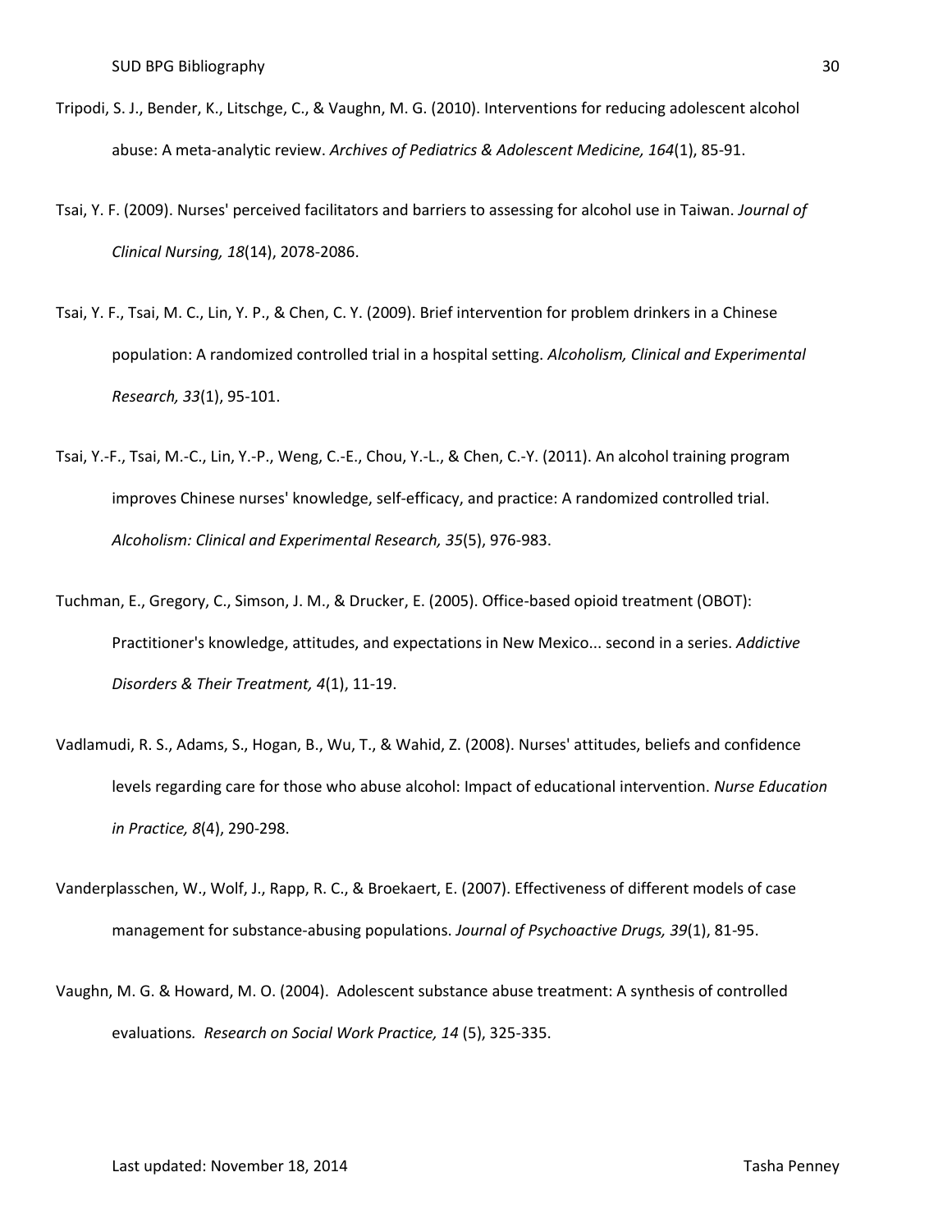Tripodi, S. J., Bender, K., Litschge, C., & Vaughn, M. G. (2010). Interventions for reducing adolescent alcohol abuse: A meta-analytic review. *Archives of Pediatrics & Adolescent Medicine, 164*(1), 85-91.

Tsai, Y. F. (2009). Nurses' perceived facilitators and barriers to assessing for alcohol use in Taiwan. *Journal of Clinical Nursing, 18*(14), 2078-2086.

Tsai, Y. F., Tsai, M. C., Lin, Y. P., & Chen, C. Y. (2009). Brief intervention for problem drinkers in a Chinese population: A randomized controlled trial in a hospital setting. *Alcoholism, Clinical and Experimental Research, 33*(1), 95-101.

Tsai, Y.-F., Tsai, M.-C., Lin, Y.-P., Weng, C.-E., Chou, Y.-L., & Chen, C.-Y. (2011). An alcohol training program improves Chinese nurses' knowledge, self-efficacy, and practice: A randomized controlled trial. *Alcoholism: Clinical and Experimental Research, 35*(5), 976-983.

Tuchman, E., Gregory, C., Simson, J. M., & Drucker, E. (2005). Office-based opioid treatment (OBOT): Practitioner's knowledge, attitudes, and expectations in New Mexico... second in a series. *Addictive Disorders & Their Treatment, 4*(1), 11-19.

Vadlamudi, R. S., Adams, S., Hogan, B., Wu, T., & Wahid, Z. (2008). Nurses' attitudes, beliefs and confidence levels regarding care for those who abuse alcohol: Impact of educational intervention. *Nurse Education in Practice, 8*(4), 290-298.

Vanderplasschen, W., Wolf, J., Rapp, R. C., & Broekaert, E. (2007). Effectiveness of different models of case management for substance-abusing populations. *Journal of Psychoactive Drugs, 39*(1), 81-95.

Vaughn, M. G. & Howard, M. O. (2004). Adolescent substance abuse treatment: A synthesis of controlled evaluations. *Research on Social Work Practice, 14* (5), 325-335.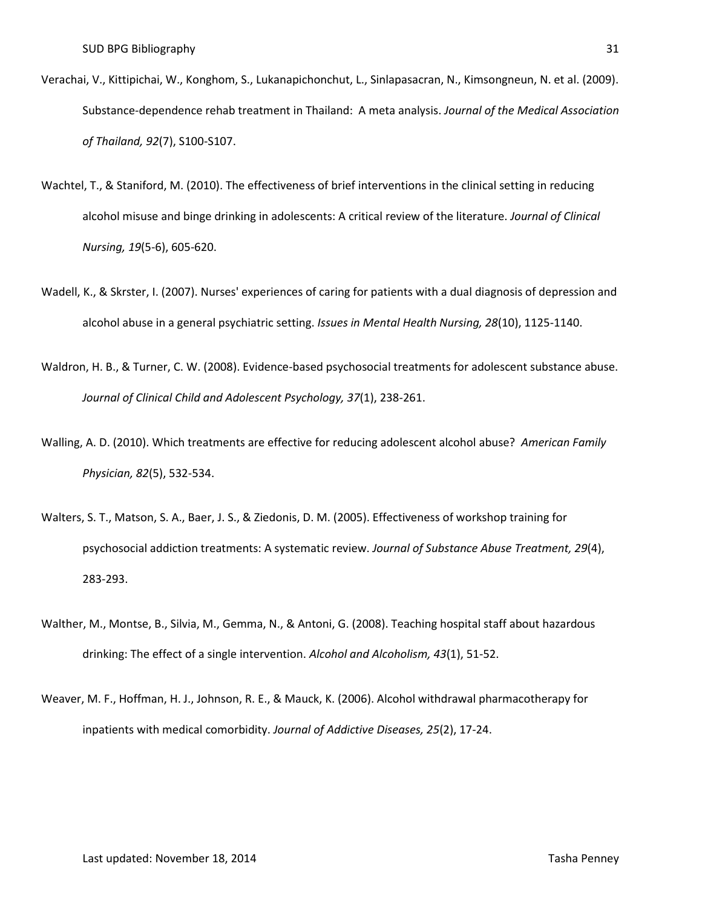Verachai, V., Kittipichai, W., Konghom, S., Lukanapichonchut, L., Sinlapasacran, N., Kimsongneun, N. et al. (2009). Substance-dependence rehab treatment in Thailand: A meta analysis. *Journal of the Medical Association of Thailand, 92*(7), S100-S107.

Wachtel, T., & Staniford, M. (2010). The effectiveness of brief interventions in the clinical setting in reducing alcohol misuse and binge drinking in adolescents: A critical review of the literature. *Journal of Clinical Nursing, 19*(5-6), 605-620.

Wadell, K., & Skrster, I. (2007). Nurses' experiences of caring for patients with a dual diagnosis of depression and alcohol abuse in a general psychiatric setting. *Issues in Mental Health Nursing, 28*(10), 1125-1140.

Waldron, H. B., & Turner, C. W. (2008). Evidence-based psychosocial treatments for adolescent substance abuse. *Journal of Clinical Child and Adolescent Psychology, 37*(1), 238-261.

Walling, A. D. (2010). Which treatments are effective for reducing adolescent alcohol abuse? *American Family Physician, 82*(5), 532-534.

Walters, S. T., Matson, S. A., Baer, J. S., & Ziedonis, D. M. (2005). Effectiveness of workshop training for psychosocial addiction treatments: A systematic review. *Journal of Substance Abuse Treatment, 29*(4), 283-293.

Walther, M., Montse, B., Silvia, M., Gemma, N., & Antoni, G. (2008). Teaching hospital staff about hazardous drinking: The effect of a single intervention. *Alcohol and Alcoholism, 43*(1), 51-52.

Weaver, M. F., Hoffman, H. J., Johnson, R. E., & Mauck, K. (2006). Alcohol withdrawal pharmacotherapy for inpatients with medical comorbidity. *Journal of Addictive Diseases, 25*(2), 17-24.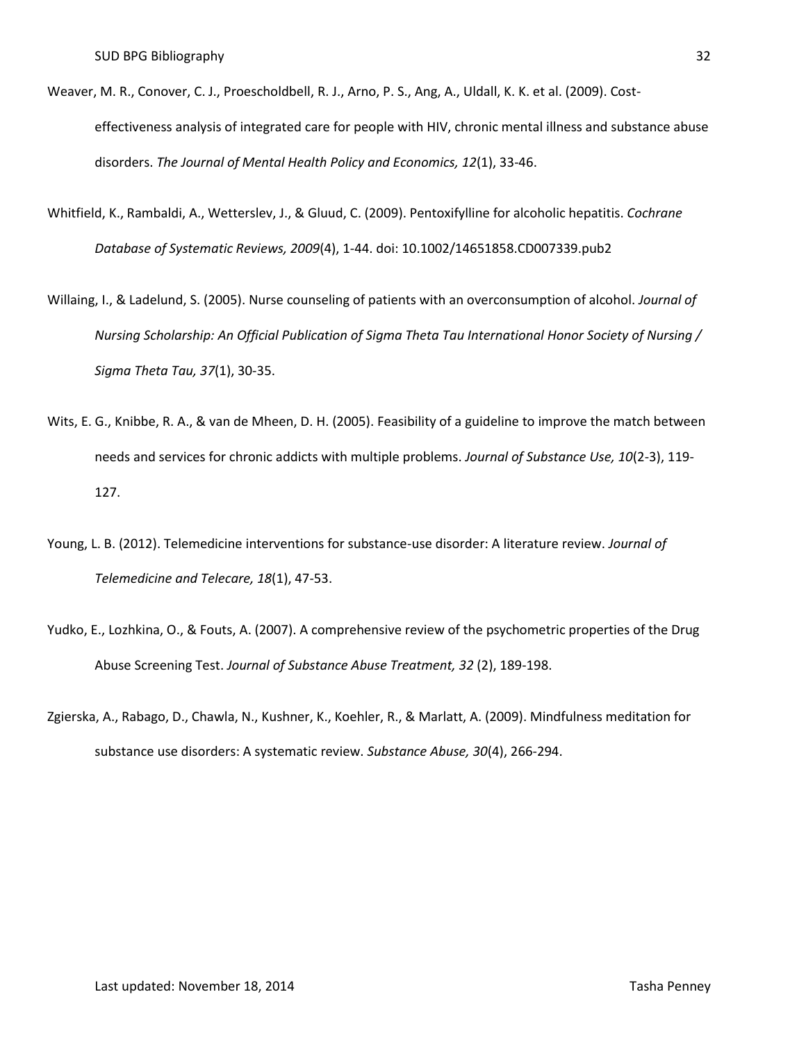Weaver, M. R., Conover, C. J., Proescholdbell, R. J., Arno, P. S., Ang, A., Uldall, K. K. et al. (2009). Cost-effectiveness analysis of integrated care for people with HIV, chronic mental illness and substance abuse disorders. *The Journal of Mental Health Policy and Economics, 12*(1), 33-46.

Whitfield, K., Rambaldi, A., Wetterslev, J., & Gluud, C. (2009). Pentoxifylline for alcoholic hepatitis. *Cochrane Database of Systematic Reviews, 2009*(4), 1-44. doi: 10.1002/14651858.CD007339.pub2

Willaing, I., & Ladelund, S. (2005). Nurse counseling of patients with an overconsumption of alcohol. *Journal of Nursing Scholarship: An Official Publication of Sigma Theta Tau International Honor Society of Nursing / Sigma Theta Tau, 37*(1), 30-35.

Wits, E. G., Knibbe, R. A., & van de Mheen, D. H. (2005). Feasibility of a guideline to improve the match between needs and services for chronic addicts with multiple problems. *Journal of Substance Use, 10*(2-3), 119-127.

Young, L. B. (2012). Telemedicine interventions for substance-use disorder: A literature review. *Journal of Telemedicine and Telecare, 18*(1), 47-53.

Yudko, E., Lozhkina, O., & Fouts, A. (2007). A comprehensive review of the psychometric properties of the Drug Abuse Screening Test. *Journal of Substance Abuse Treatment, 32* (2), 189-198.

Zgierska, A., Rabago, D., Chawla, N., Kushner, K., Koehler, R., & Marlatt, A. (2009). Mindfulness meditation for substance use disorders: A systematic review. *Substance Abuse, 30*(4), 266-294.